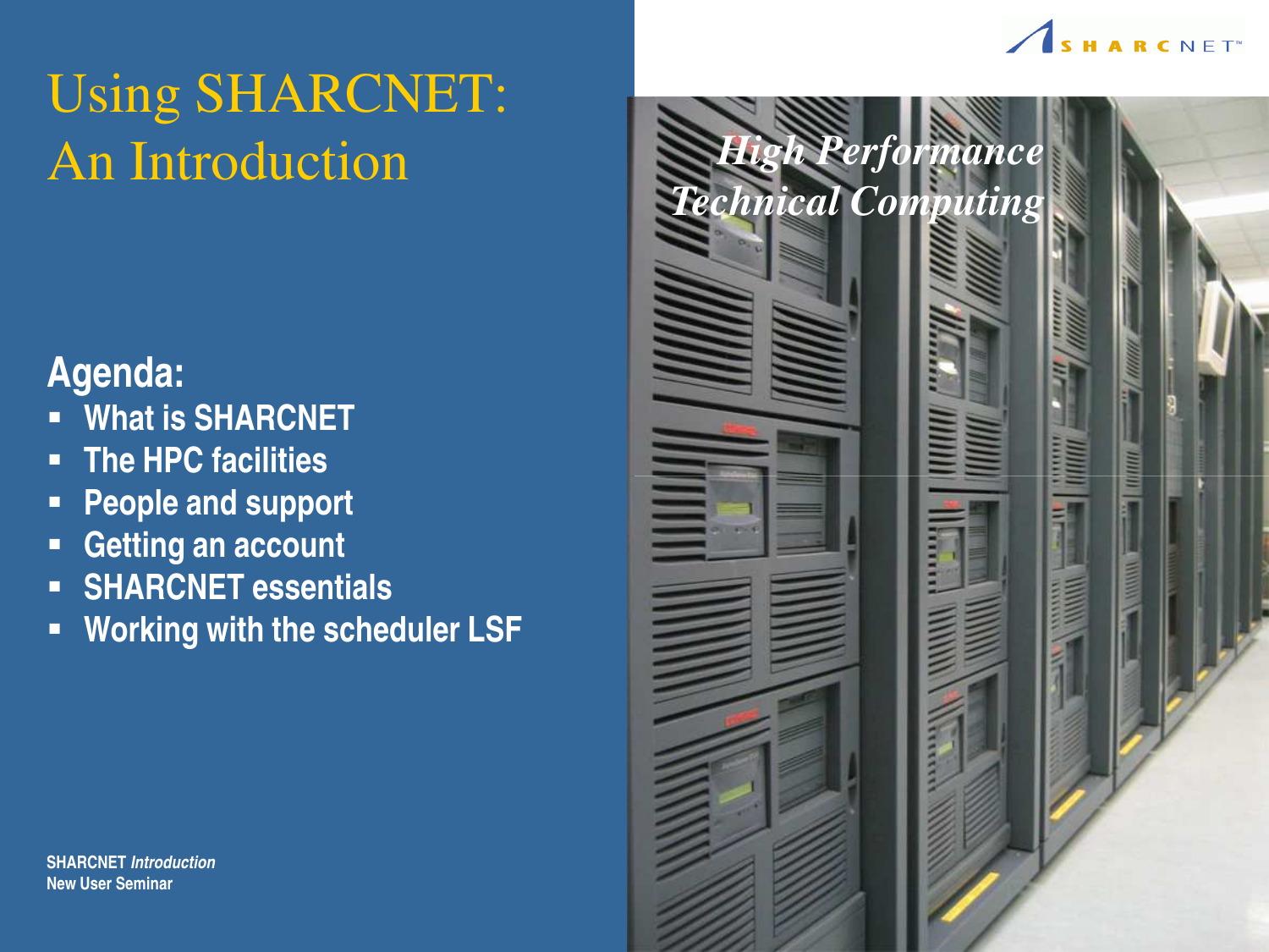# Using SHARCNET: An Introduction

*High Performance Technical Computing*

## Agenda:

- What is SHARCNET
- The HPC facilities
- People and support
- Getting an account
- SHARCNET essentials
- Working with the scheduler LSF

**SHARCNET *Introduction***
**New User Seminar**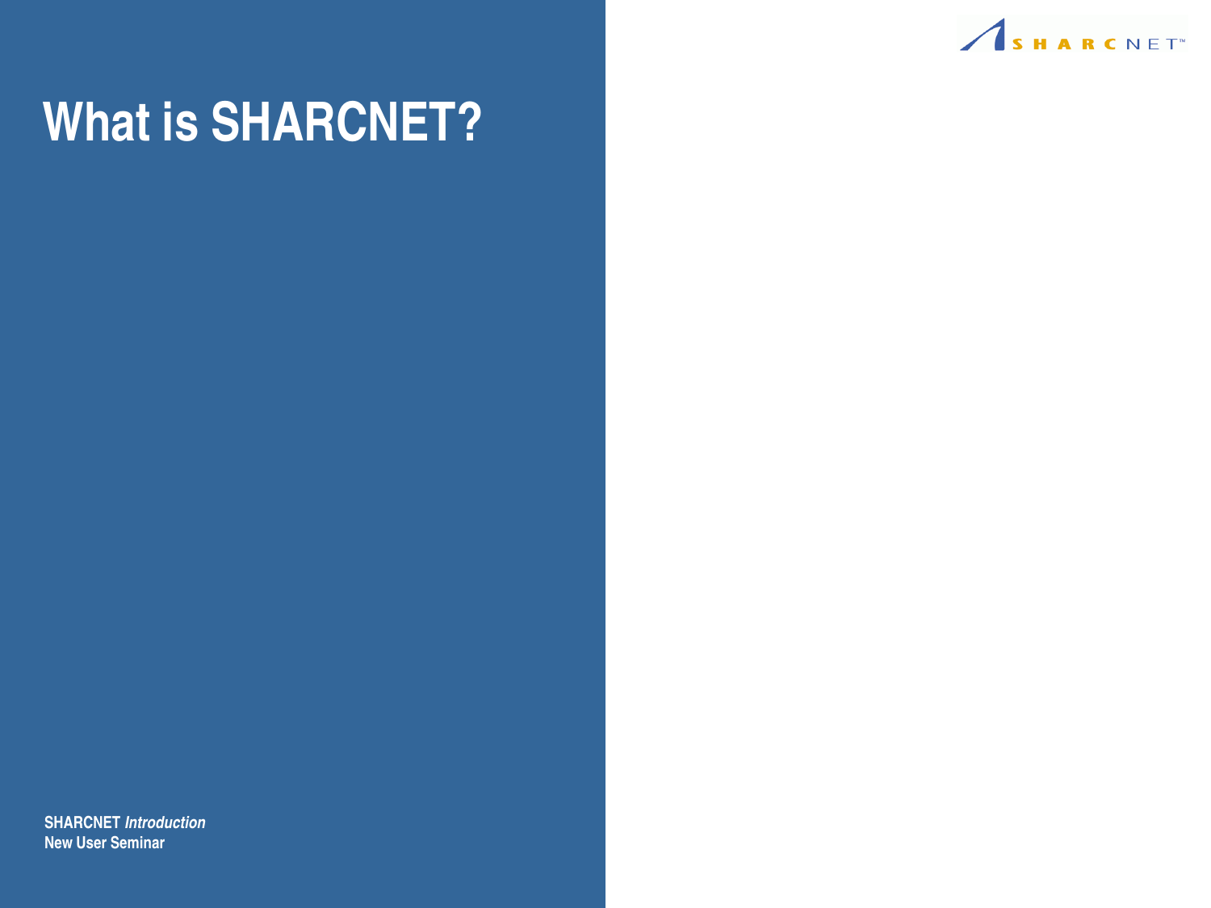# What is SHARCNET?

**SHARCNET** ***Introduction***
**New User Seminar**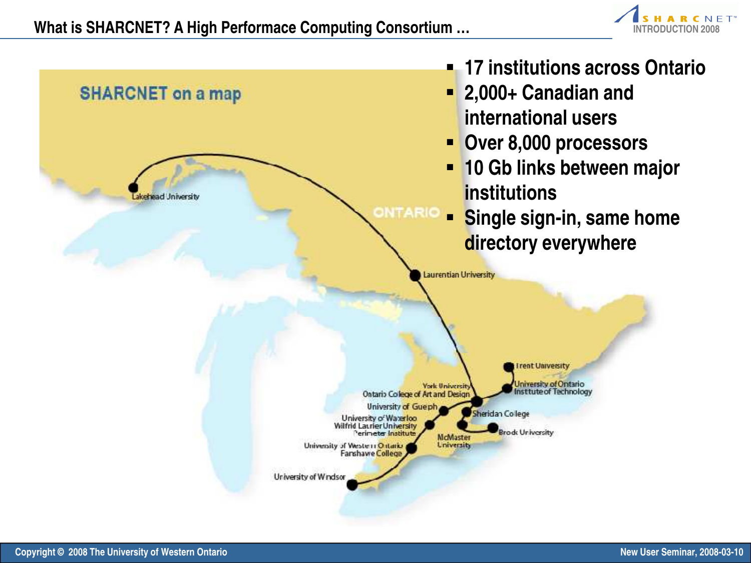# What is SHARCNET? A High Performace Computing Consortium …

SHARCNET on a map

ONTARIO

Lakehead University

Laurentian University

Trent University

University of Ontario Institute of Technology

York University

Ontario College of Art and Design

University of Guelph

Sheridan College

University of Waterloo

Wilfrid Laurier University

Perimeter Institute

Brock University

McMaster University

University of Western Ontario

Fanshawe College

University of Windsor

- 17 institutions across Ontario
- 2,000+ Canadian and international users
- Over 8,000 processors
- 10 Gb links between major institutions
- Single sign-in, same home directory everywhere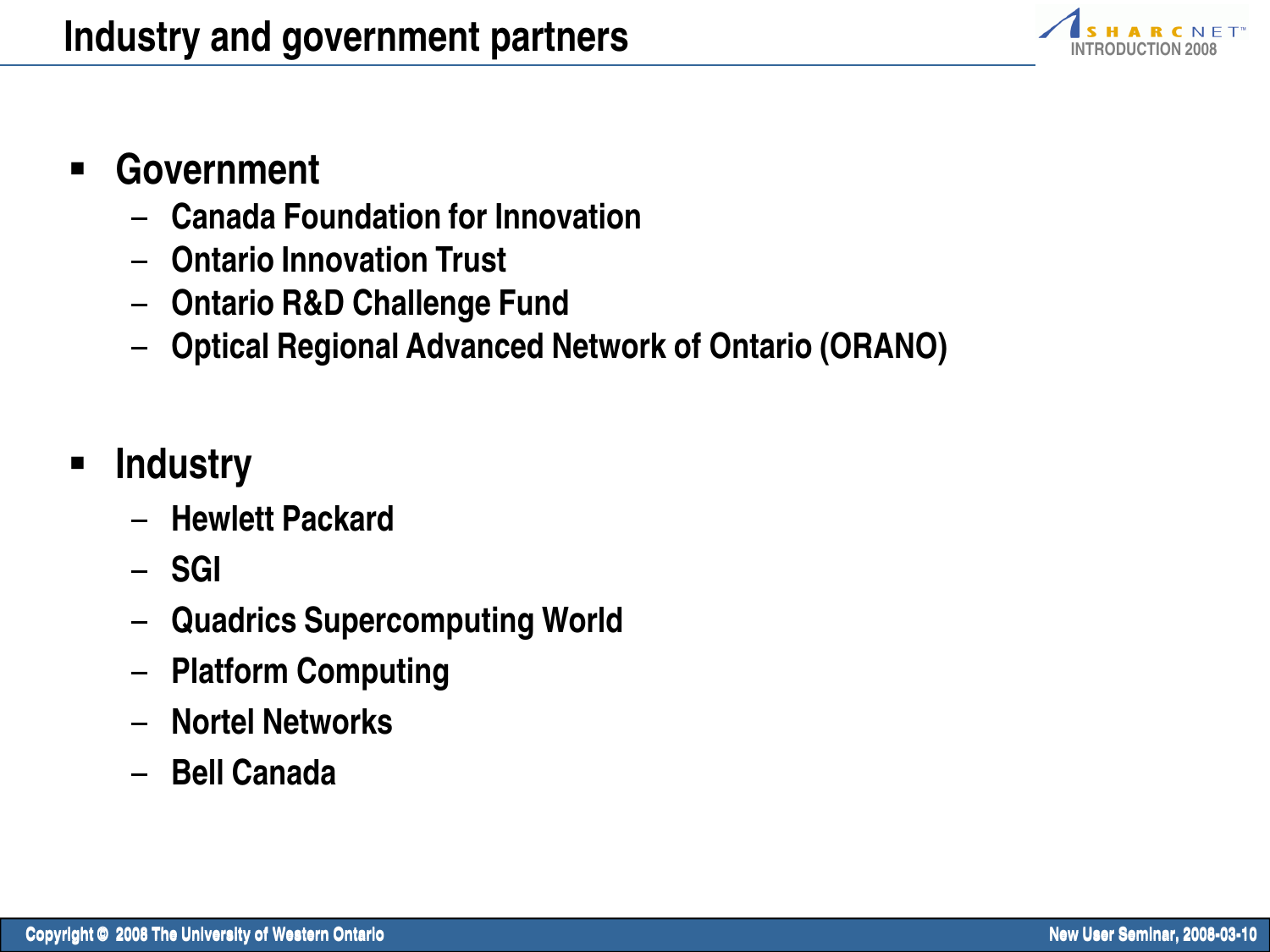# Industry and government partners

- Government
  - Canada Foundation for Innovation
  - Ontario Innovation Trust
  - Ontario R&D Challenge Fund
  - Optical Regional Advanced Network of Ontario (ORANO)

- Industry
  - Hewlett Packard
  - SGI
  - Quadrics Supercomputing World
  - Platform Computing
  - Nortel Networks
  - Bell Canada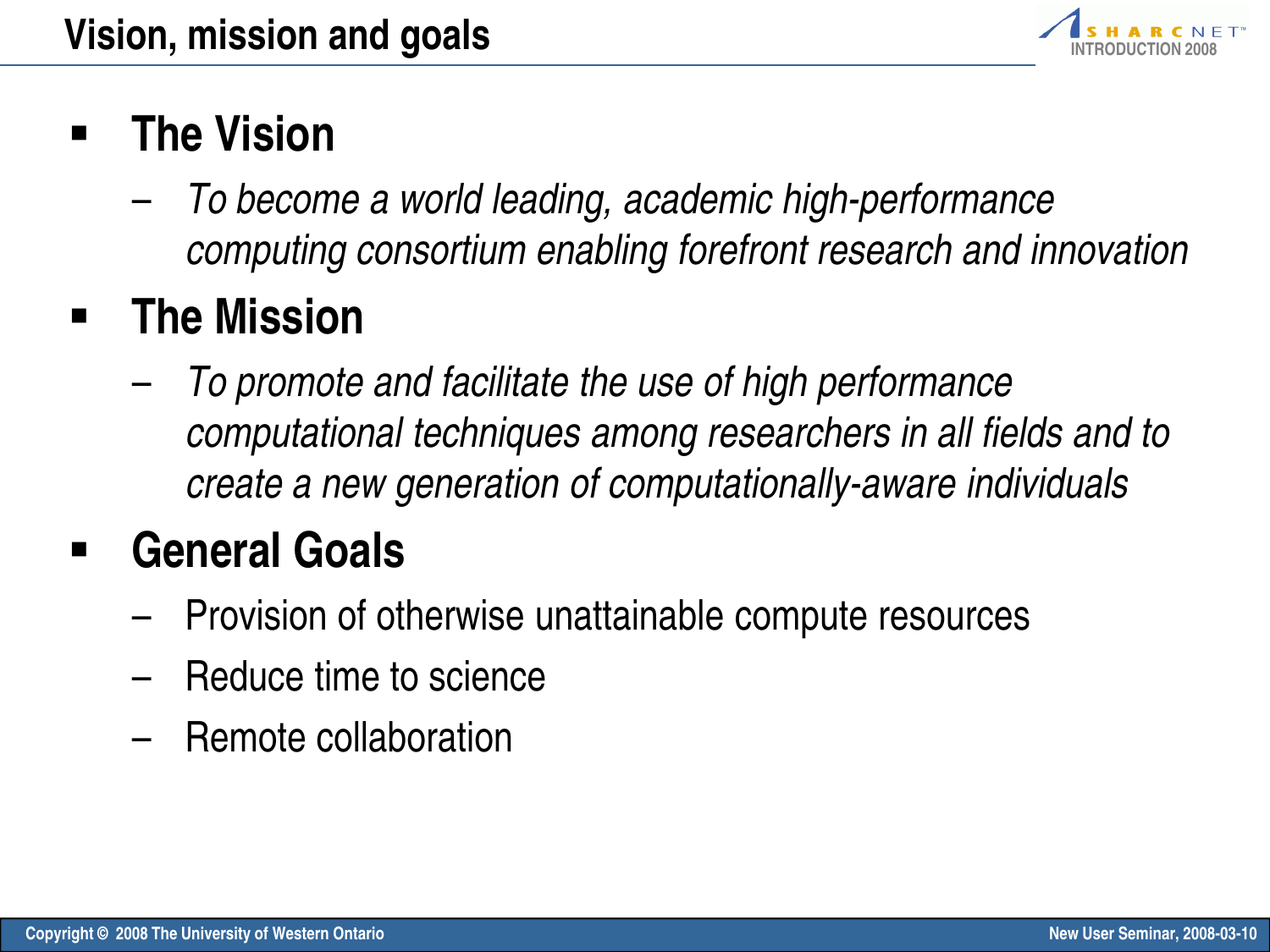# Vision, mission and goals

- **The Vision**
  - *To become a world leading, academic high-performance computing consortium enabling forefront research and innovation*
- **The Mission**
  - *To promote and facilitate the use of high performance computational techniques among researchers in all fields and to create a new generation of computationally-aware individuals*
- **General Goals**
  - Provision of otherwise unattainable compute resources
  - Reduce time to science
  - Remote collaboration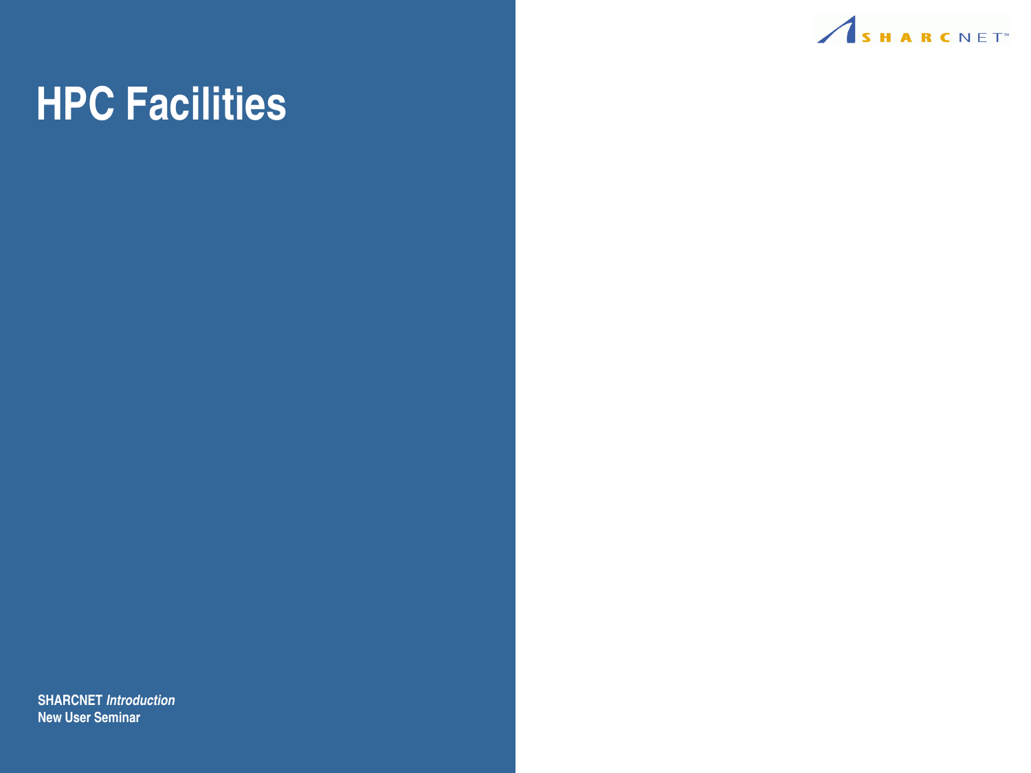# HPC Facilities

**SHARCNET *Introduction***
**New User Seminar**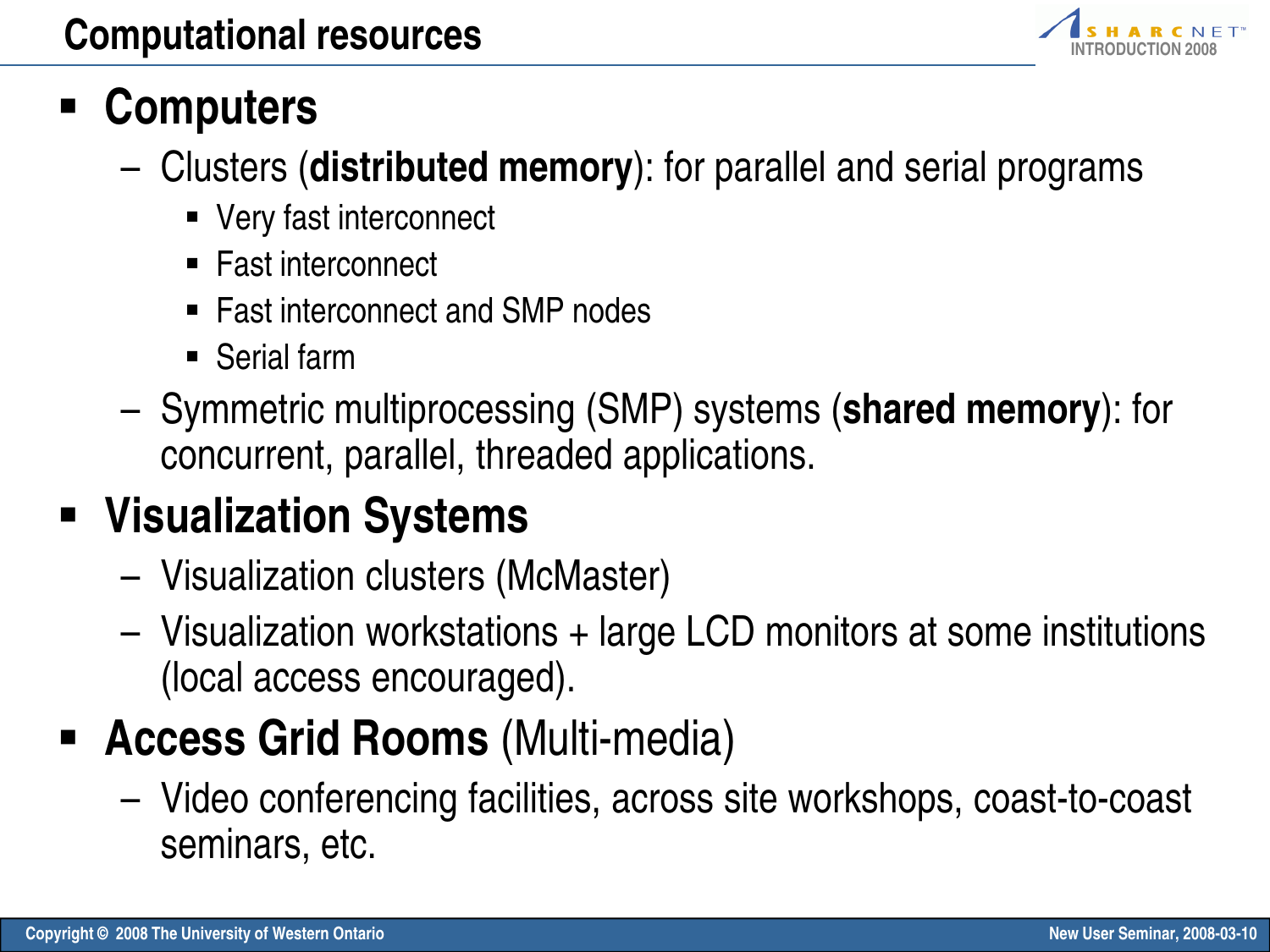# Computational resources

- **Computers**
  - Clusters (**distributed memory**): for parallel and serial programs
    - Very fast interconnect
    - Fast interconnect
    - Fast interconnect and SMP nodes
    - Serial farm
  - Symmetric multiprocessing (SMP) systems (**shared memory**): for concurrent, parallel, threaded applications.
- **Visualization Systems**
  - Visualization clusters (McMaster)
  - Visualization workstations + large LCD monitors at some institutions (local access encouraged).
- **Access Grid Rooms** (Multi-media)
  - Video conferencing facilities, across site workshops, coast-to-coast seminars, etc.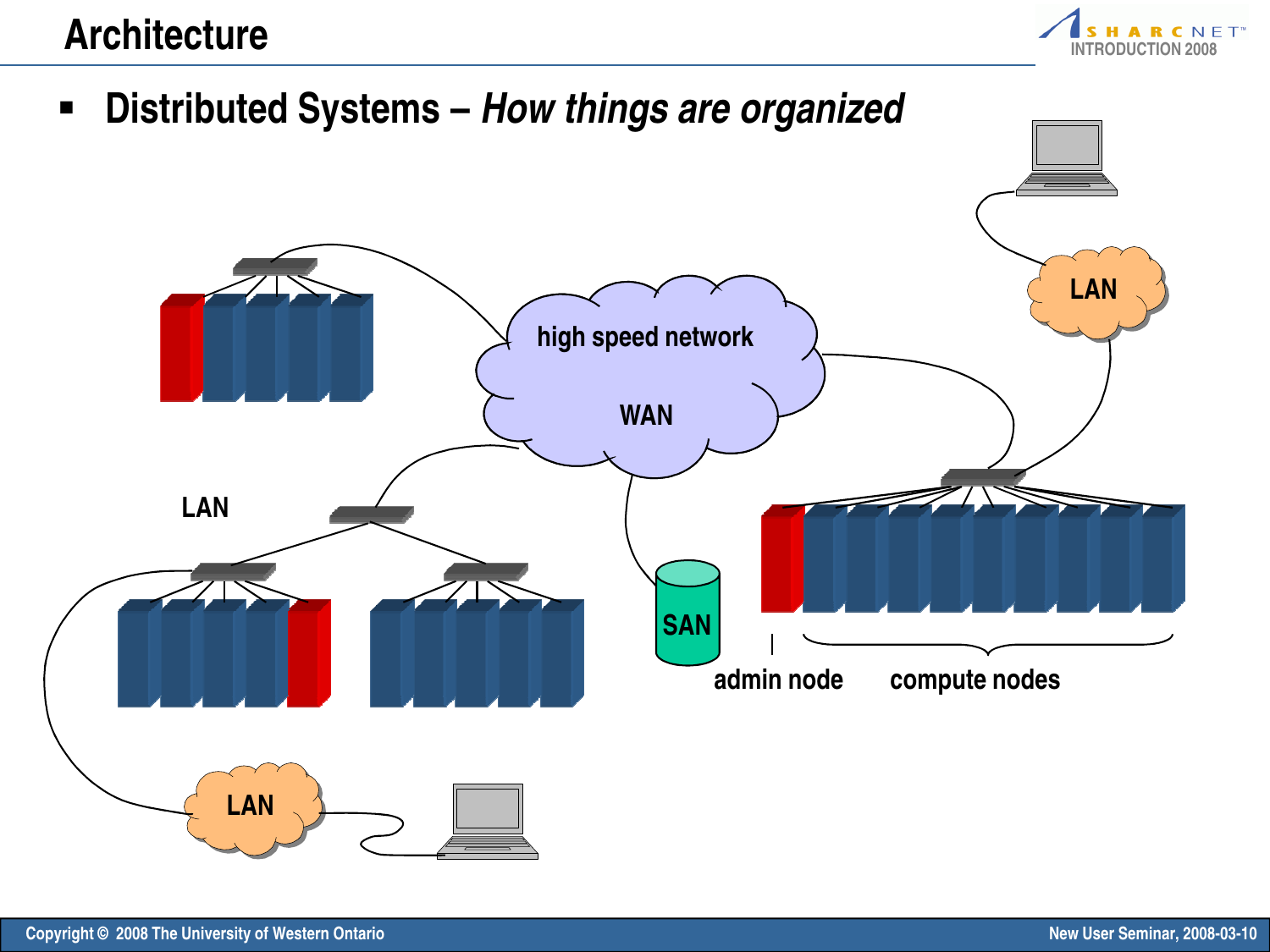# Architecture

- Distributed Systems – *How things are organized*

high speed network

WAN

LAN

LAN

LAN

SAN

admin node

compute nodes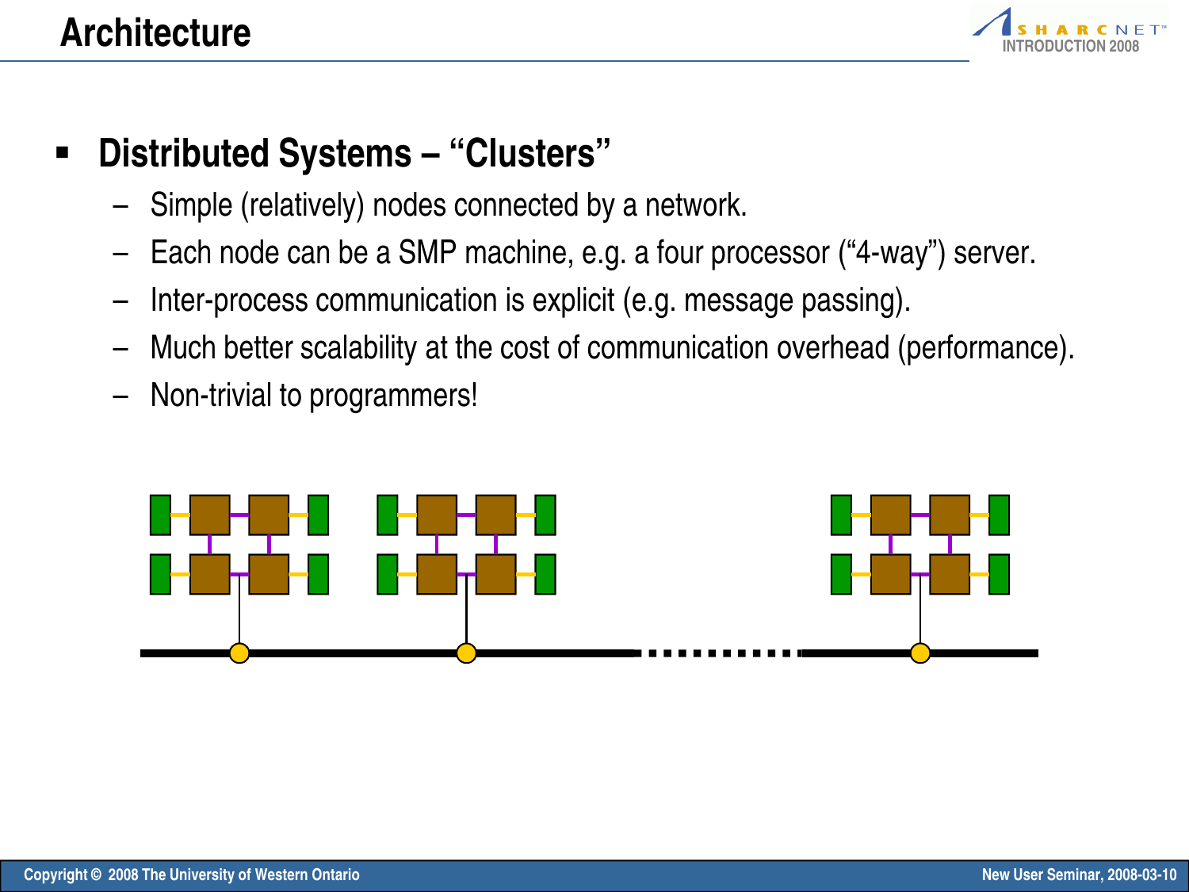# Architecture

- **Distributed Systems – "Clusters"**
  - Simple (relatively) nodes connected by a network.
  - Each node can be a SMP machine, e.g. a four processor ("4-way") server.
  - Inter-process communication is explicit (e.g. message passing).
  - Much better scalability at the cost of communication overhead (performance).
  - Non-trivial to programmers!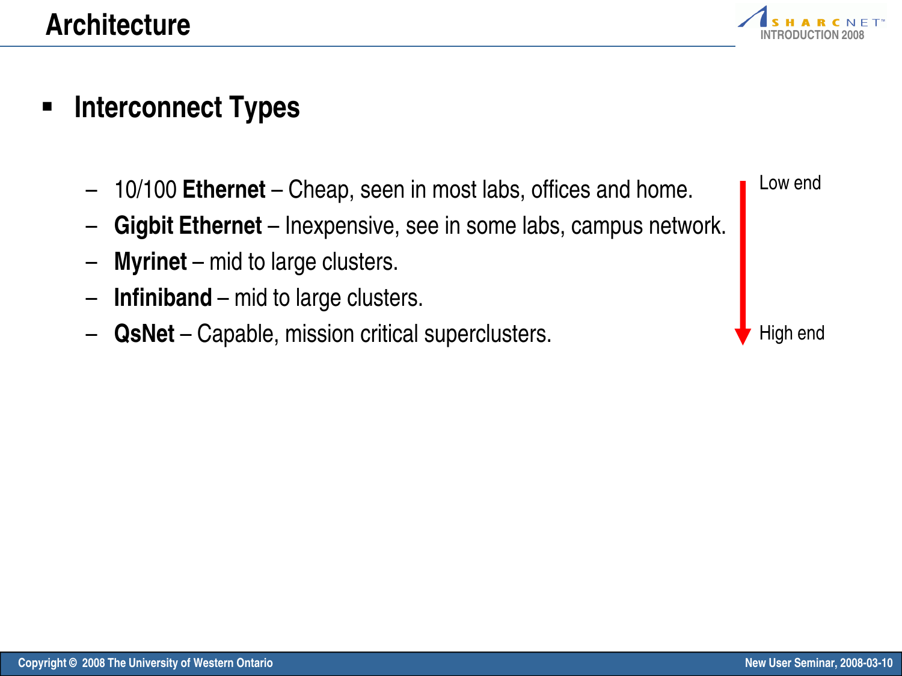# Architecture

- **Interconnect Types**
  - 10/100 **Ethernet** – Cheap, seen in most labs, offices and home.
  - **Gigbit Ethernet** – Inexpensive, see in some labs, campus network.
  - **Myrinet** – mid to large clusters.
  - **Infiniband** – mid to large clusters.
  - **QsNet** – Capable, mission critical superclusters.

Low end

High end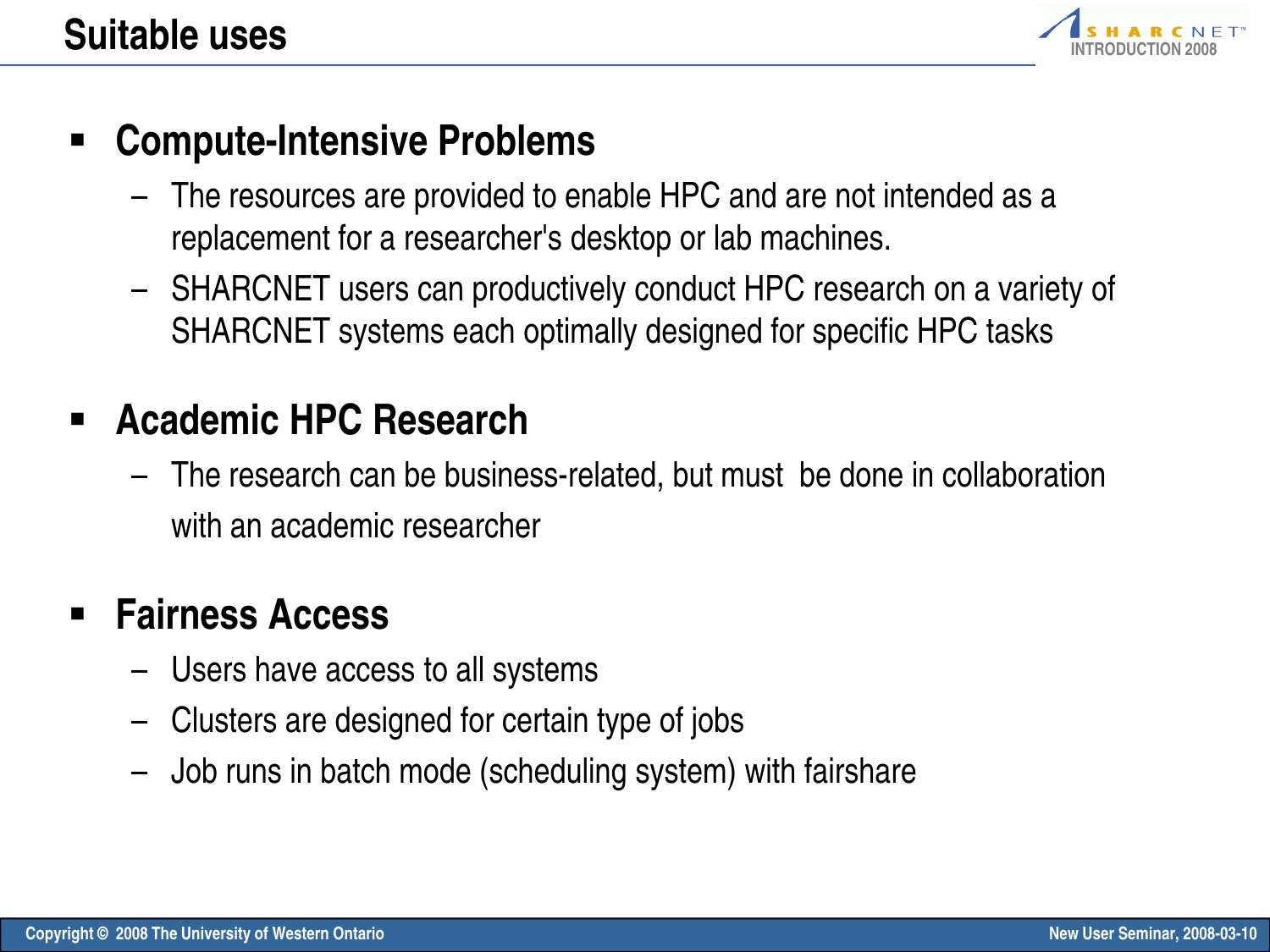# Suitable uses

- **Compute-Intensive Problems**
  - The resources are provided to enable HPC and are not intended as a replacement for a researcher's desktop or lab machines.
  - SHARCNET users can productively conduct HPC research on a variety of SHARCNET systems each optimally designed for specific HPC tasks
- **Academic HPC Research**
  - The research can be business-related, but must be done in collaboration with an academic researcher
- **Fairness Access**
  - Users have access to all systems
  - Clusters are designed for certain type of jobs
  - Job runs in batch mode (scheduling system) with fairshare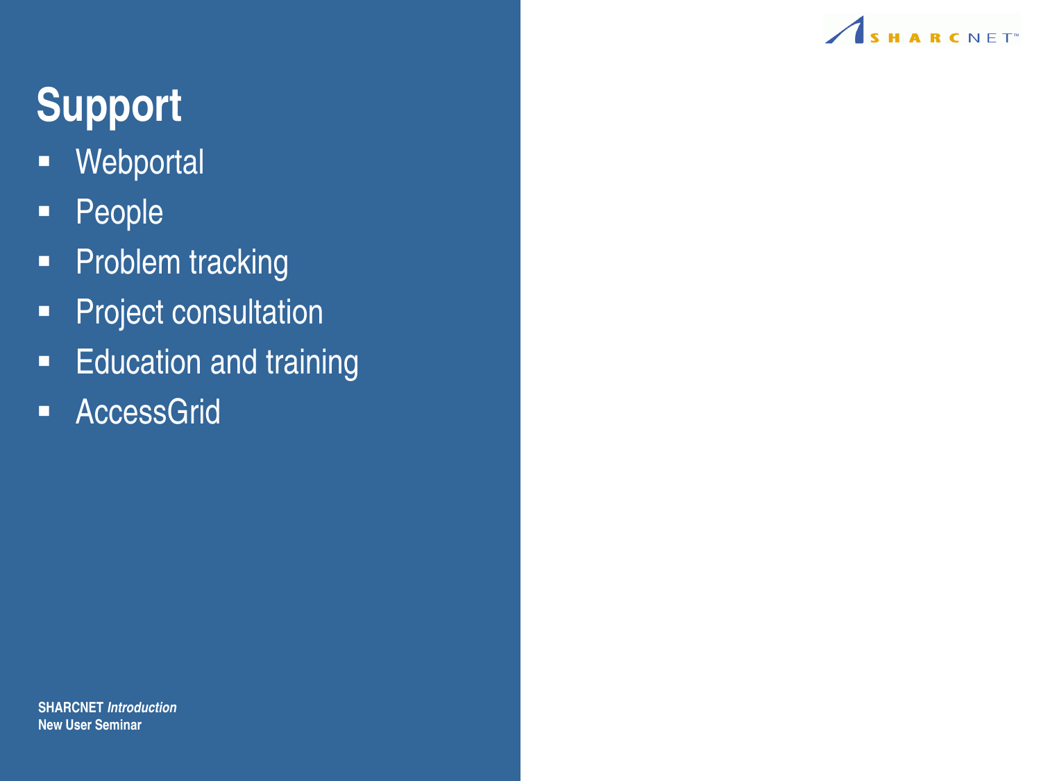# Support

- Webportal
- People
- Problem tracking
- Project consultation
- Education and training
- AccessGrid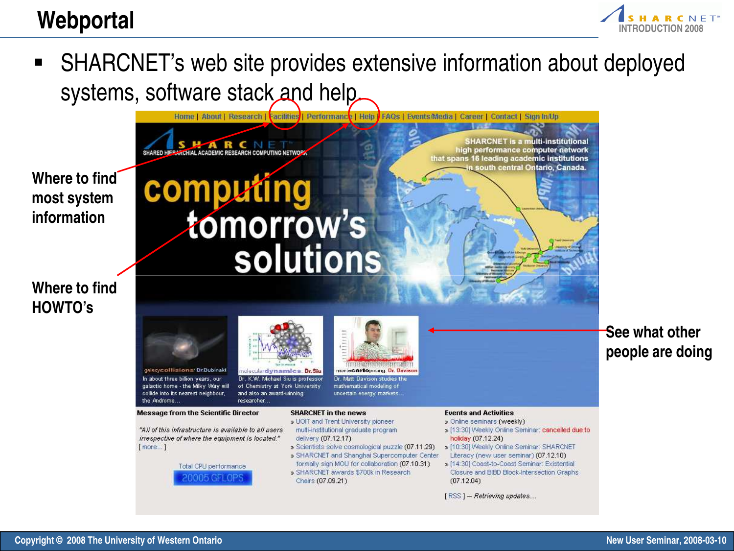# Webportal

- SHARCNET's web site provides extensive information about deployed systems, software stack and help.

Where to find most system information

Where to find HOWTO's

See what other people are doing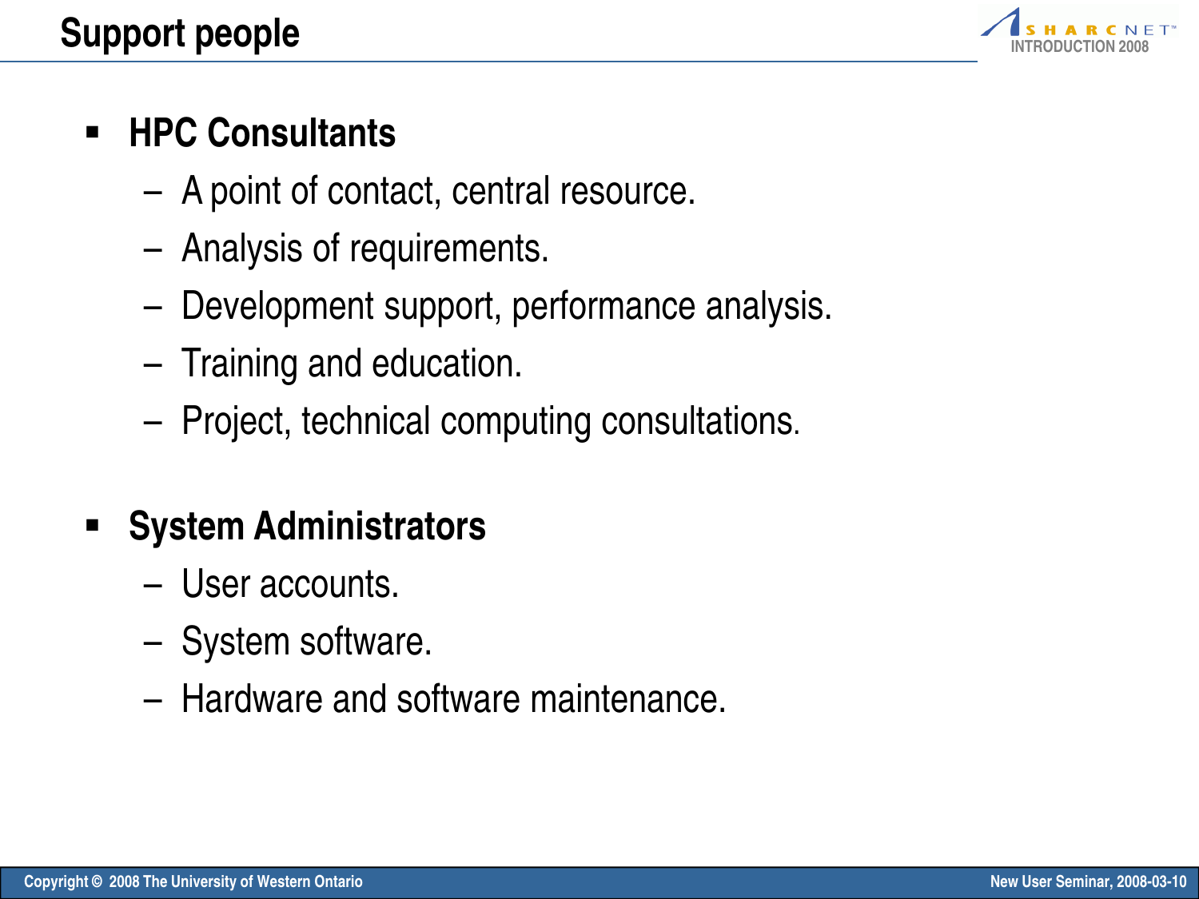# Support people

- **HPC Consultants**
  - A point of contact, central resource.
  - Analysis of requirements.
  - Development support, performance analysis.
  - Training and education.
  - Project, technical computing consultations.

- **System Administrators**
  - User accounts.
  - System software.
  - Hardware and software maintenance.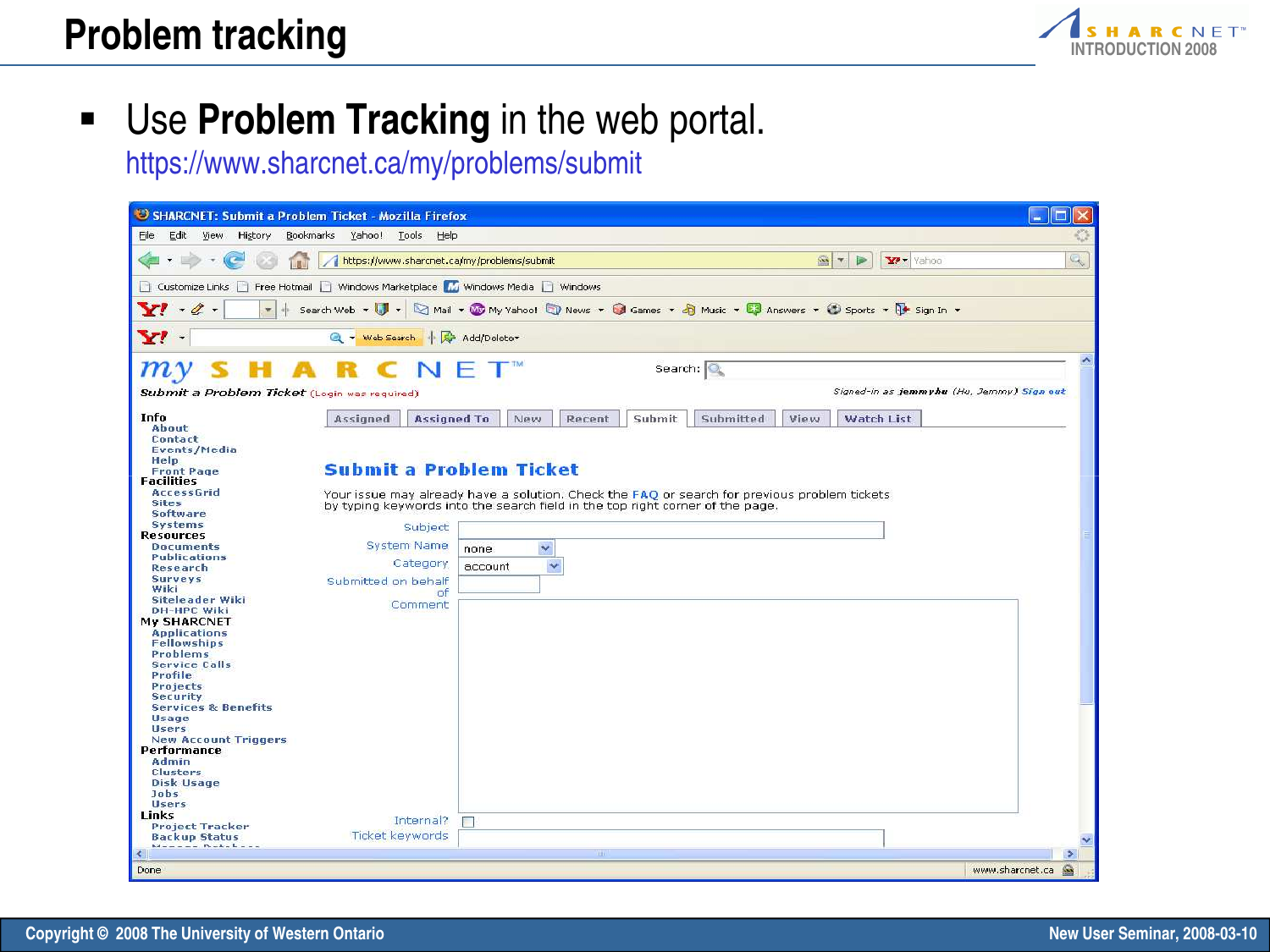# Problem tracking

- Use **Problem Tracking** in the web portal.
  https://www.sharcnet.ca/my/problems/submit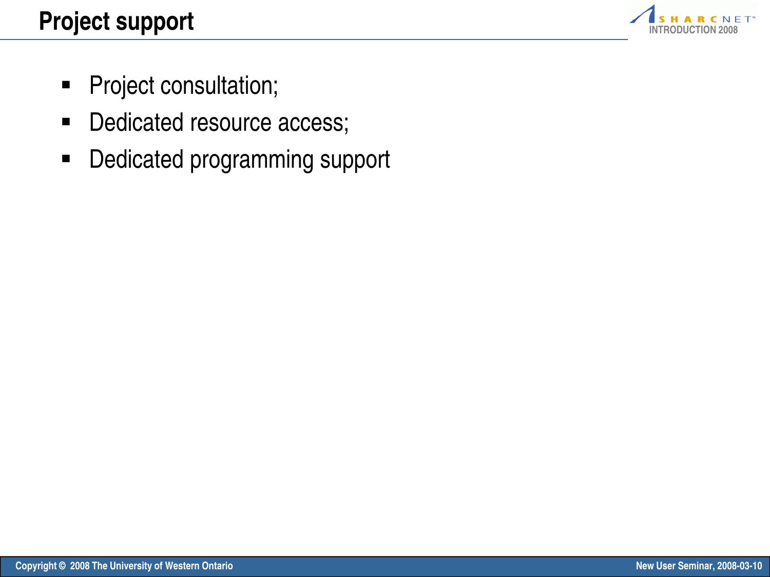# Project support

- Project consultation;
- Dedicated resource access;
- Dedicated programming support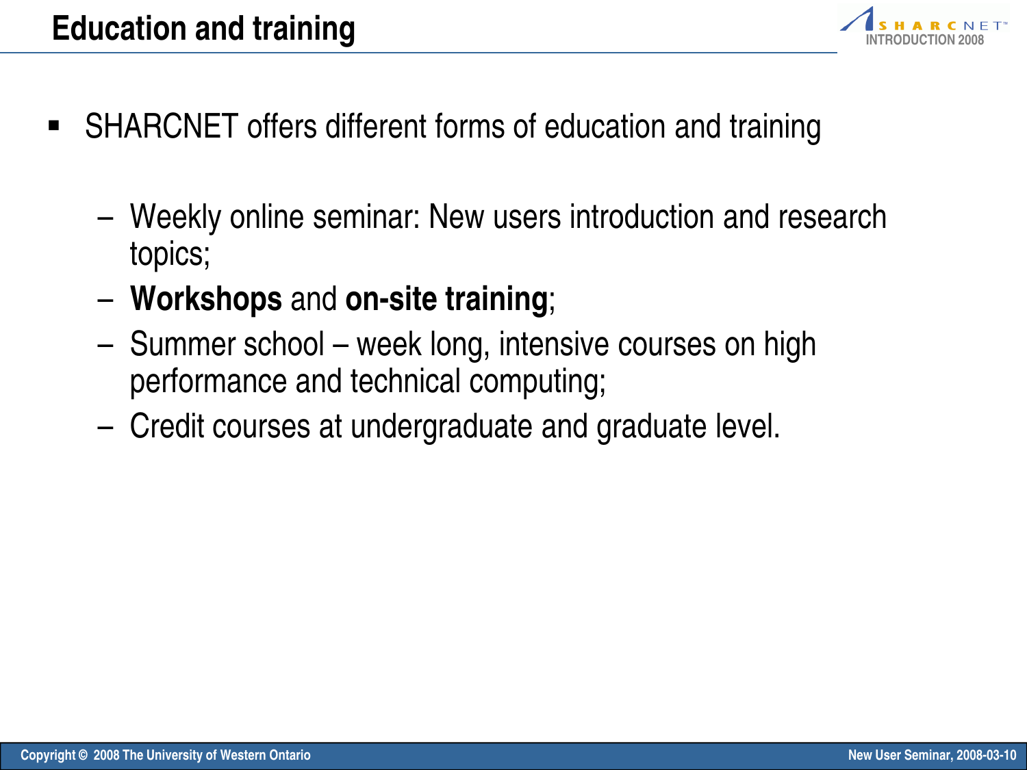# Education and training

- SHARCNET offers different forms of education and training
  - Weekly online seminar: New users introduction and research topics;
  - **Workshops** and **on-site training**;
  - Summer school – week long, intensive courses on high performance and technical computing;
  - Credit courses at undergraduate and graduate level.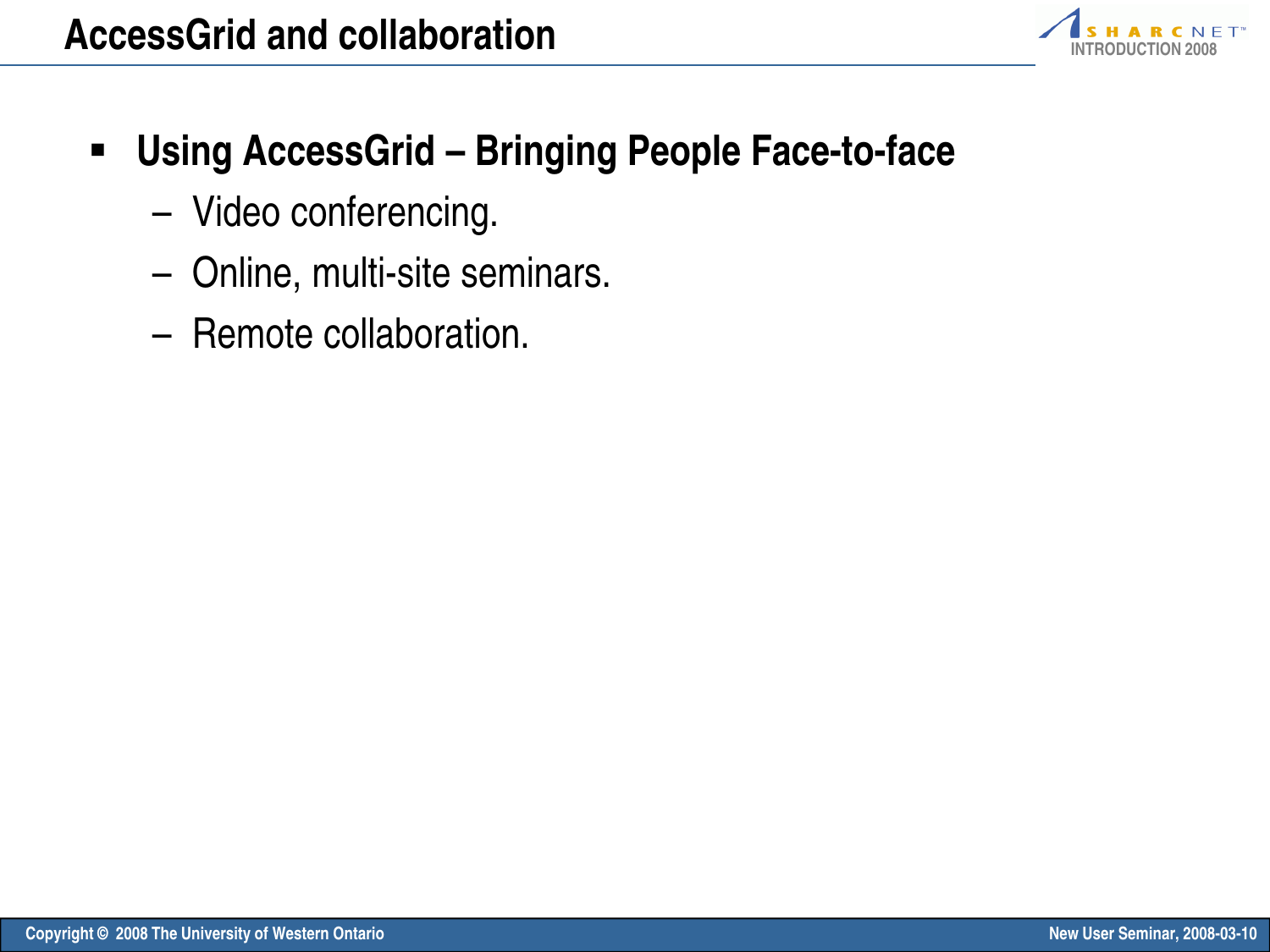# AccessGrid and collaboration

- **Using AccessGrid – Bringing People Face-to-face**
  - Video conferencing.
  - Online, multi-site seminars.
  - Remote collaboration.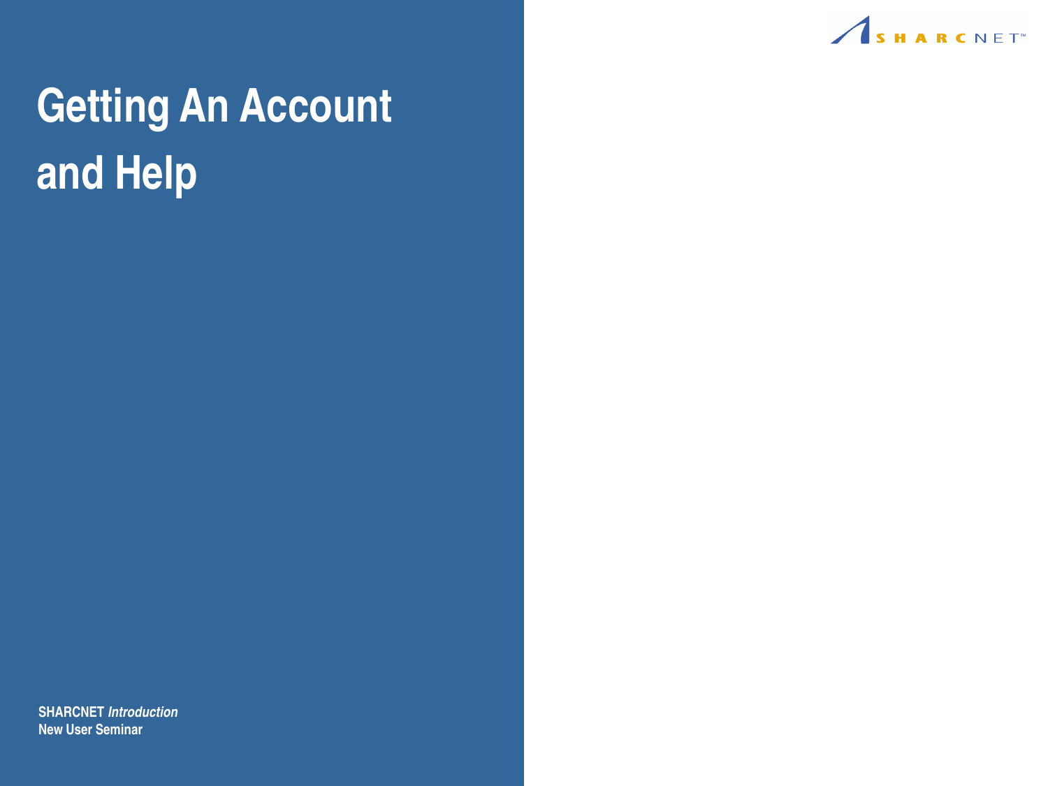# Getting An Account and Help

**SHARCNET *Introduction***
**New User Seminar**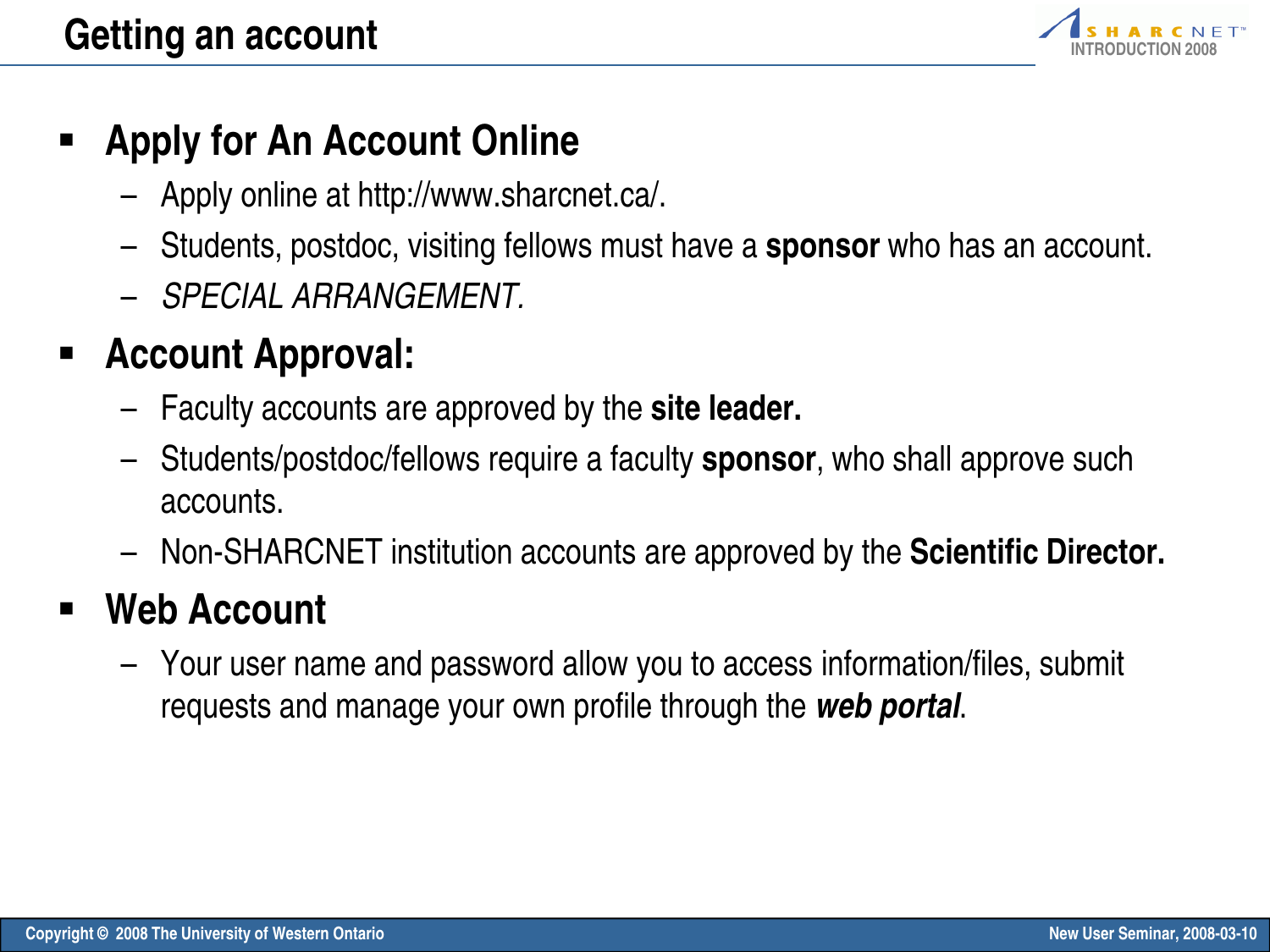# Getting an account

- **Apply for An Account Online**
  - Apply online at http://www.sharcnet.ca/.
  - Students, postdoc, visiting fellows must have a **sponsor** who has an account.
  - *SPECIAL ARRANGEMENT.*
- **Account Approval:**
  - Faculty accounts are approved by the **site leader.**
  - Students/postdoc/fellows require a faculty **sponsor**, who shall approve such accounts.
  - Non-SHARCNET institution accounts are approved by the **Scientific Director.**
- **Web Account**
  - Your user name and password allow you to access information/files, submit requests and manage your own profile through the ***web portal***.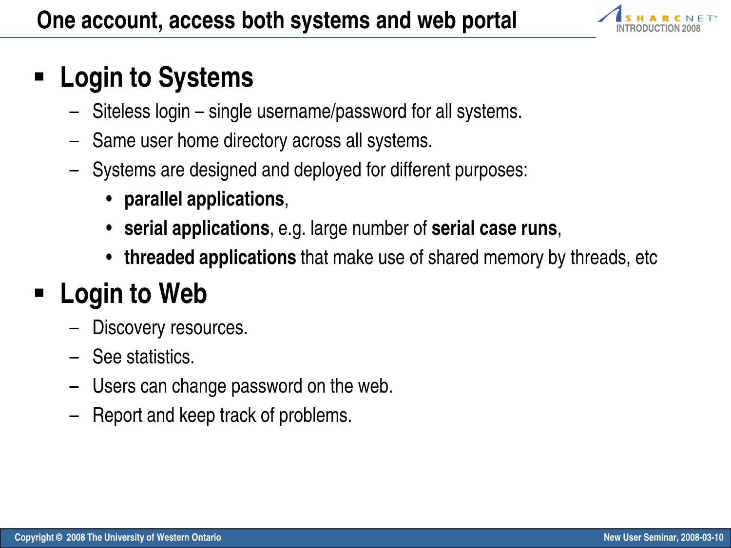# One account, access both systems and web portal

- **Login to Systems**
  - Siteless login – single username/password for all systems.
  - Same user home directory across all systems.
  - Systems are designed and deployed for different purposes:
    - **parallel applications**,
    - **serial applications**, e.g. large number of **serial case runs**,
    - **threaded applications** that make use of shared memory by threads, etc
- **Login to Web**
  - Discovery resources.
  - See statistics.
  - Users can change password on the web.
  - Report and keep track of problems.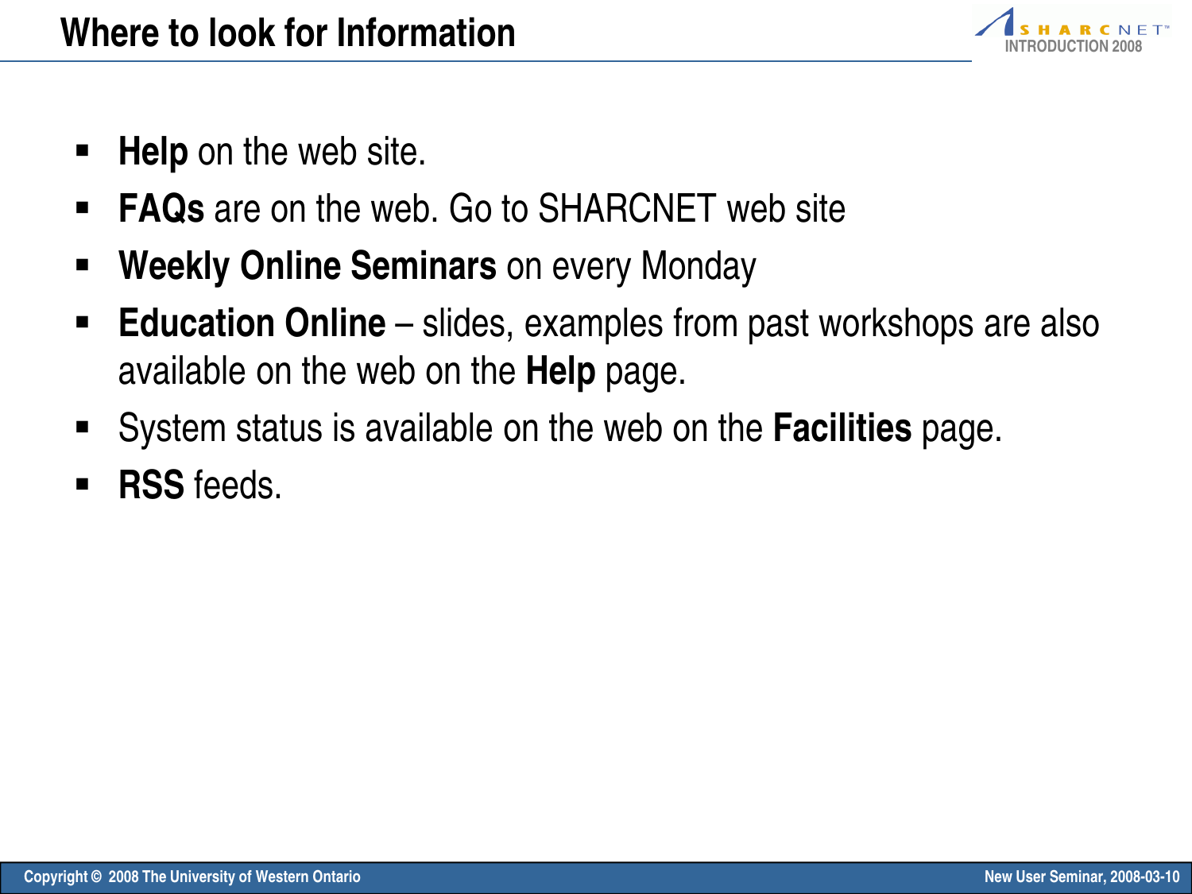# Where to look for Information

- **Help** on the web site.
- **FAQs** are on the web. Go to SHARCNET web site
- **Weekly Online Seminars** on every Monday
- **Education Online** – slides, examples from past workshops are also available on the web on the **Help** page.
- System status is available on the web on the **Facilities** page.
- **RSS** feeds.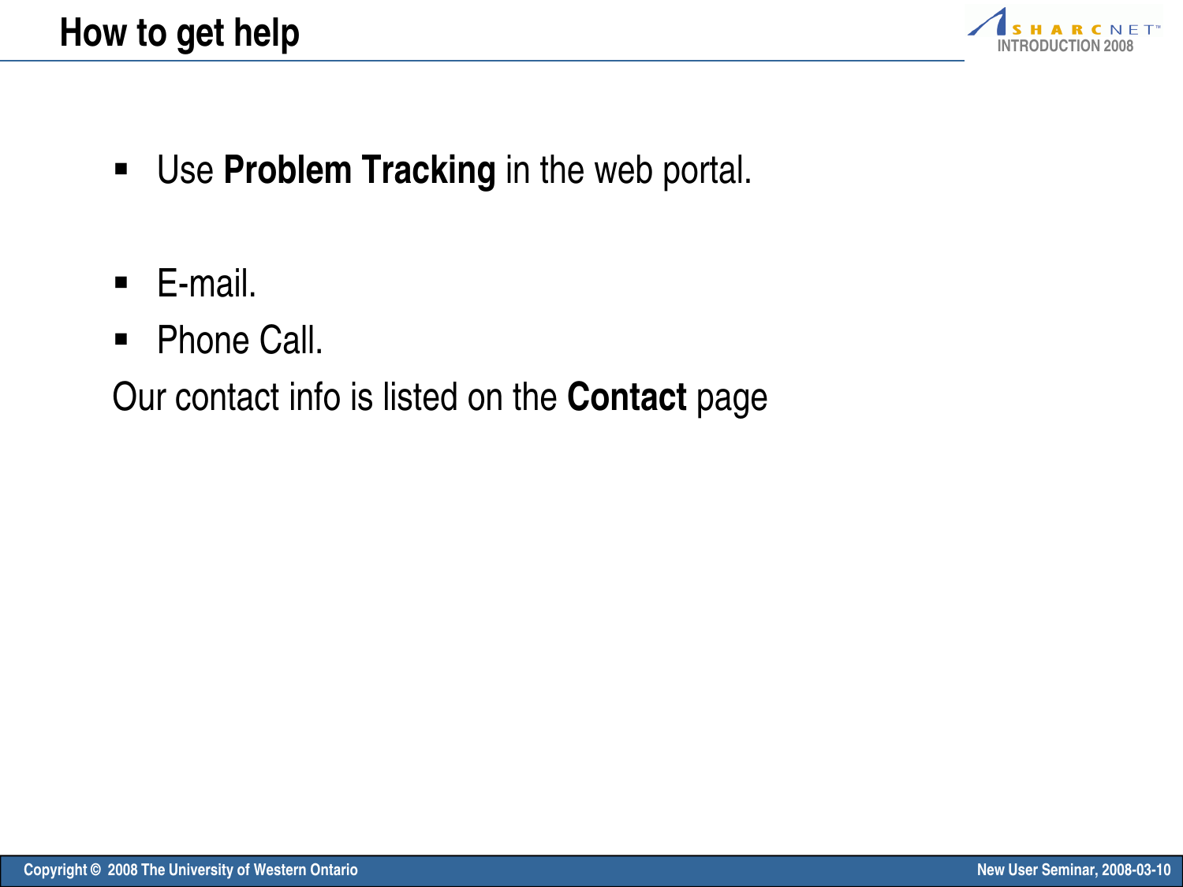# How to get help

- Use **Problem Tracking** in the web portal.

- E-mail.
- Phone Call.

Our contact info is listed on the **Contact** page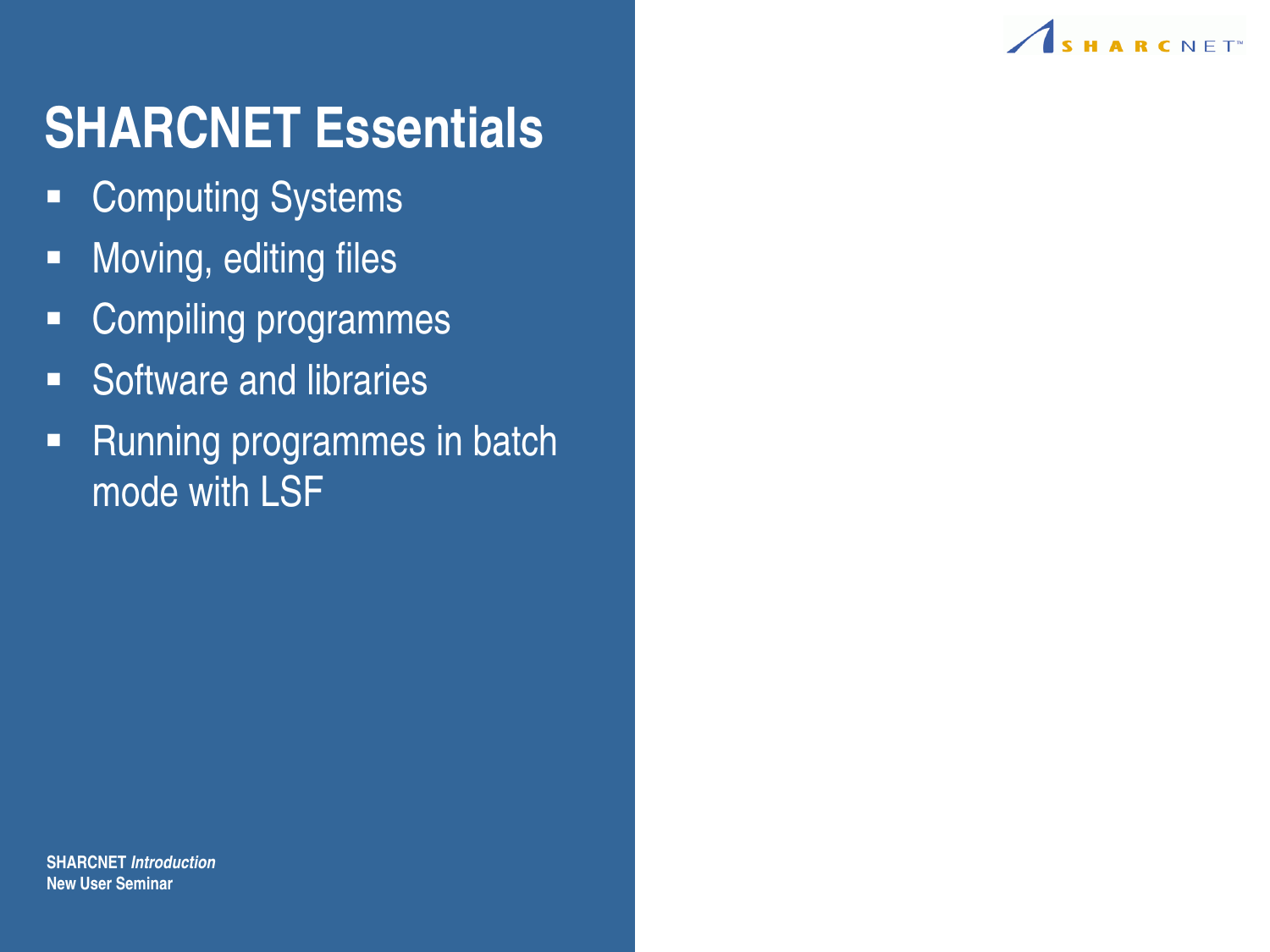# SHARCNET Essentials

- Computing Systems
- Moving, editing files
- Compiling programmes
- Software and libraries
- Running programmes in batch mode with LSF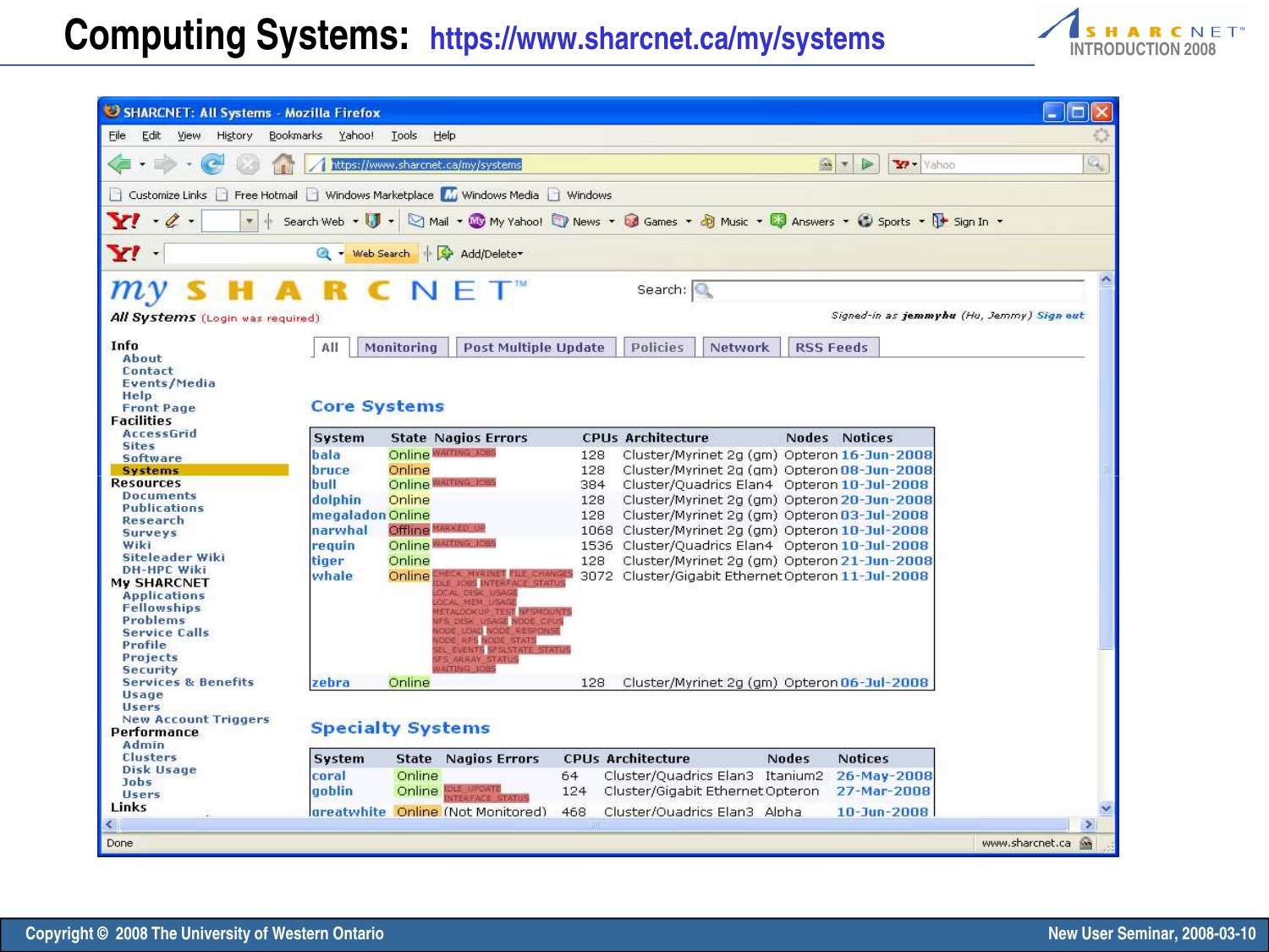# Computing Systems: https://www.sharcnet.ca/my/systems

**my SHARCNET**

*All Systems* (Login was required)

Search:

Signed-in as **jemmyhu** (Hu, Jemmy) Sign out

**Info**
- About
- Contact
- Events/Media
- Help
- Front Page

**Facilities**
- AccessGrid
- Sites
- Software
- Systems

**Resources**
- Documents
- Publications
- Research
- Surveys
- Wiki
- Siteleader Wiki
- DH-HPC Wiki

**My SHARCNET**
- Applications
- Fellowships
- Problems
- Service Calls
- Profile
- Projects
- Security
- Services & Benefits
- Usage
- Users
- New Account Triggers

**Performance**
- Admin
- Clusters
- Disk Usage
- Jobs
- Users

**Links**

All | Monitoring | Post Multiple Update | Policies | Network | RSS Feeds

## Core Systems

| System | State | Nagios Errors | CPUs | Architecture | Nodes | Notices |
|---|---|---|---|---|---|---|
| bala | Online | WAITING_JOBS | 128 | Cluster/Myrinet 2g (gm) | Opteron | 16-Jun-2008 |
| bruce | Online | | 128 | Cluster/Myrinet 2g (gm) | Opteron | 08-Jun-2008 |
| bull | Online | WAITING_JOBS | 384 | Cluster/Quadrics Elan4 | Opteron | 10-Jul-2008 |
| dolphin | Online | | 128 | Cluster/Myrinet 2g (gm) | Opteron | 20-Jun-2008 |
| megaladon | Online | | 128 | Cluster/Myrinet 2g (gm) | Opteron | 03-Jul-2008 |
| narwhal | Offline | MARKED_UP | 1068 | Cluster/Myrinet 2g (gm) | Opteron | 10-Jul-2008 |
| requin | Online | WAITING_JOBS | 1536 | Cluster/Quadrics Elan4 | Opteron | 10-Jul-2008 |
| tiger | Online | | 128 | Cluster/Myrinet 2g (gm) | Opteron | 21-Jun-2008 |
| whale | Online | CHECK_MYRINET FILE_CHANGES IDLE_JOBS INTERFACE_STATUS LOCAL_DISK_USAGE LOCAL_MEM_USAGE METALOOKUP_TEST NFSMOUNTS NFS_DISK_USAGE NODE_CPUS NODE_LOAD NODE_RESPONSE NODE_RFS NODE_STATS SEL_EVENTS SFSLSTATE_STATUS SFS_ARRAY_STATUS WAITING_JOBS | 3072 | Cluster/Gigabit Ethernet | Opteron | 11-Jul-2008 |
| zebra | Online | | 128 | Cluster/Myrinet 2g (gm) | Opteron | 06-Jul-2008 |

## Specialty Systems

| System | State | Nagios Errors | CPUs | Architecture | Nodes | Notices |
|---|---|---|---|---|---|---|
| coral | Online | | 64 | Cluster/Quadrics Elan3 | Itanium2 | 26-May-2008 |
| goblin | Online | IDLE_UPDATE INTERFACE_STATUS | 124 | Cluster/Gigabit Ethernet | Opteron | 27-Mar-2008 |
| greatwhite | Online | (Not Monitored) | 468 | Cluster/Quadrics Elan3 | Alpha | 10-Jun-2008 |

Copyright © 2008 The University of Western Ontario

New User Seminar, 2008-03-10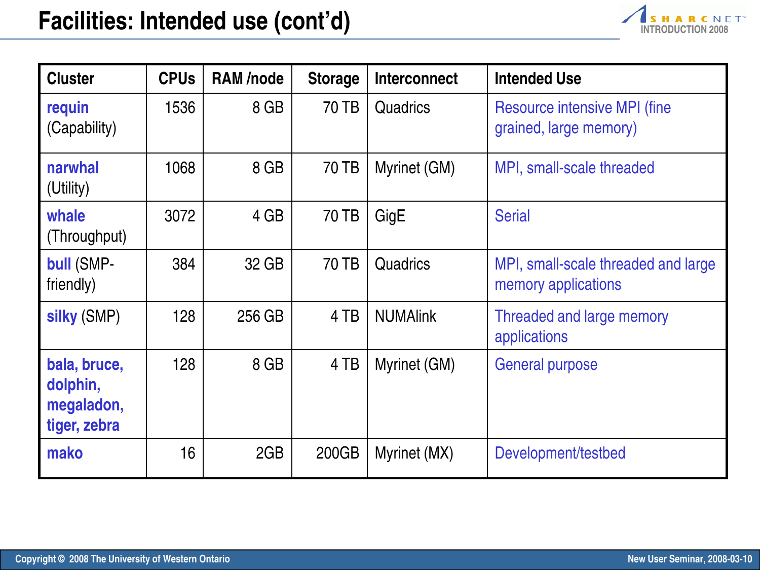# Facilities: Intended use (cont'd)

| Cluster | CPUs | RAM /node | Storage | Interconnect | Intended Use |
|---|---|---|---|---|---|
| **requin** (Capability) | 1536 | 8 GB | 70 TB | Quadrics | Resource intensive MPI (fine grained, large memory) |
| **narwhal** (Utility) | 1068 | 8 GB | 70 TB | Myrinet (GM) | MPI, small-scale threaded |
| **whale** (Throughput) | 3072 | 4 GB | 70 TB | GigE | Serial |
| **bull** (SMP-friendly) | 384 | 32 GB | 70 TB | Quadrics | MPI, small-scale threaded and large memory applications |
| **silky** (SMP) | 128 | 256 GB | 4 TB | NUMAlink | Threaded and large memory applications |
| **bala, bruce, dolphin, megaladon, tiger, zebra** | 128 | 8 GB | 4 TB | Myrinet (GM) | General purpose |
| **mako** | 16 | 2GB | 200GB | Myrinet (MX) | Development/testbed |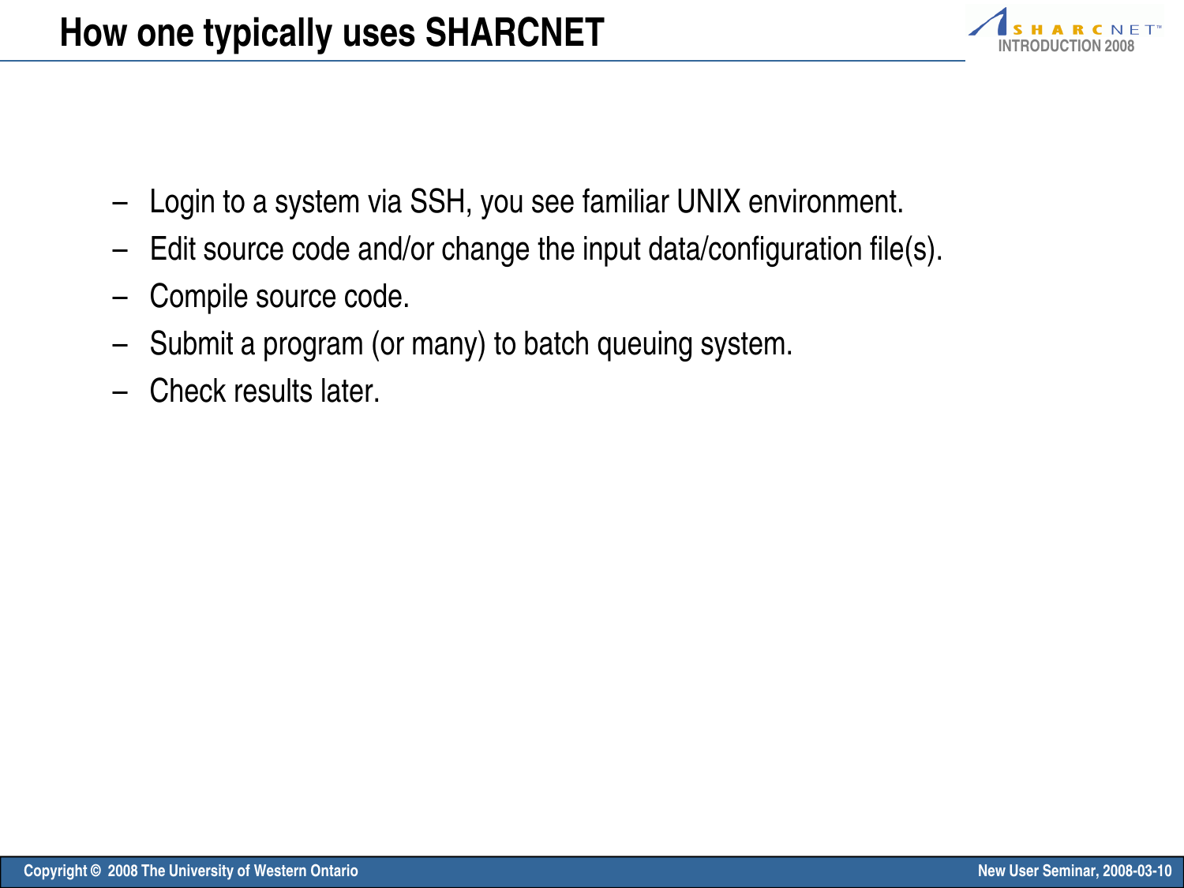# How one typically uses SHARCNET

- Login to a system via SSH, you see familiar UNIX environment.
- Edit source code and/or change the input data/configuration file(s).
- Compile source code.
- Submit a program (or many) to batch queuing system.
- Check results later.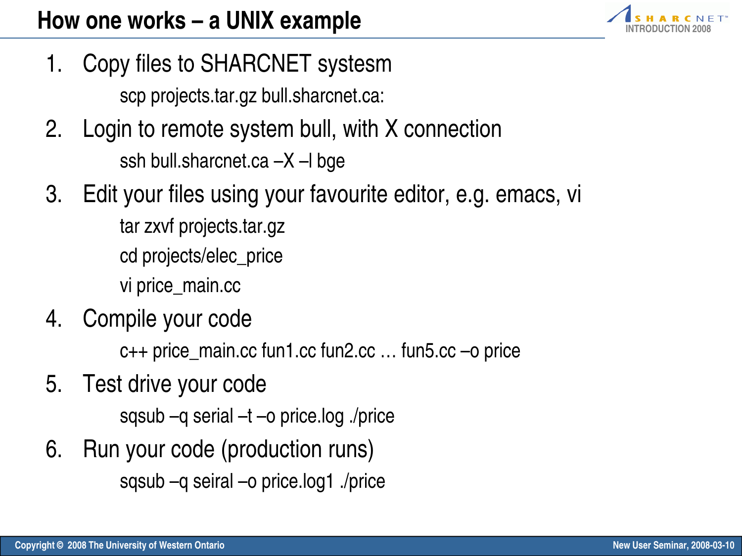# How one works – a UNIX example

1. Copy files to SHARCNET systesm

   scp projects.tar.gz bull.sharcnet.ca:

2. Login to remote system bull, with X connection

   ssh bull.sharcnet.ca –X –l bge

3. Edit your files using your favourite editor, e.g. emacs, vi

   tar zxvf projects.tar.gz

   cd projects/elec_price

   vi price_main.cc

4. Compile your code

   c++ price_main.cc fun1.cc fun2.cc … fun5.cc –o price

5. Test drive your code

   sqsub –q serial –t –o price.log ./price

6. Run your code (production runs)

   sqsub –q seiral –o price.log1 ./price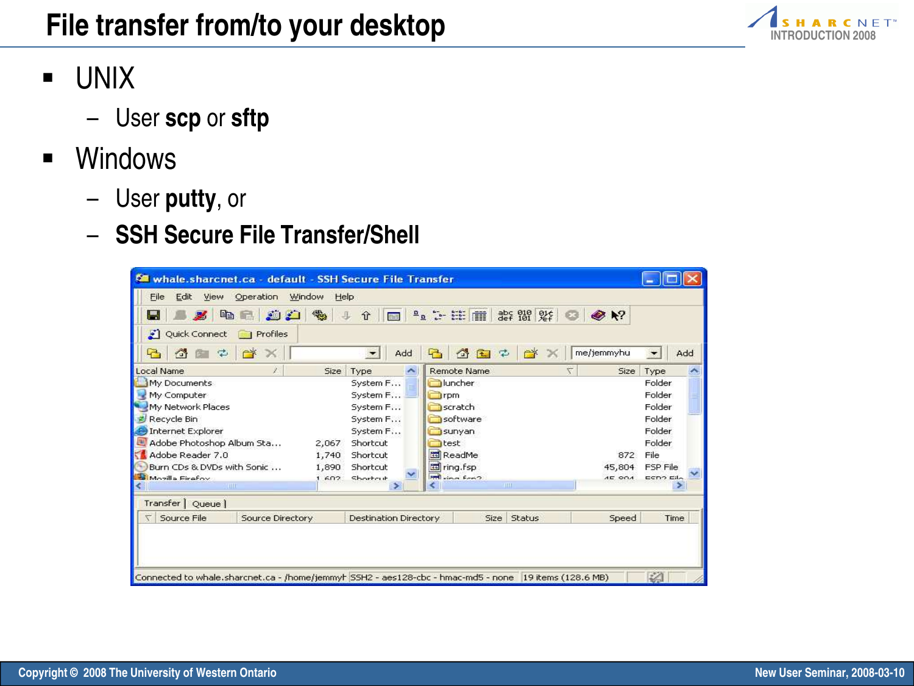# File transfer from/to your desktop

- UNIX
  - User **scp** or **sftp**
- Windows
  - User **putty**, or
  - **SSH Secure File Transfer/Shell**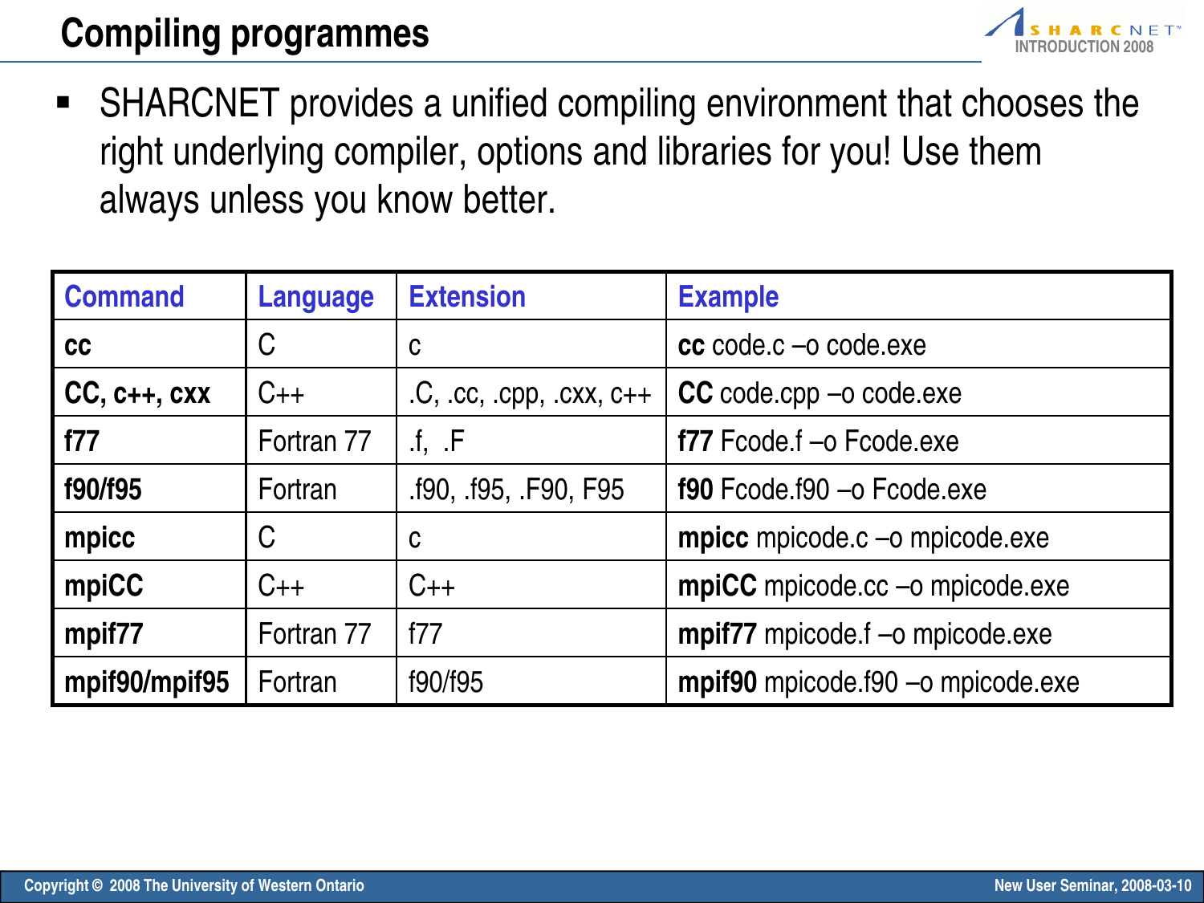# Compiling programmes

- SHARCNET provides a unified compiling environment that chooses the right underlying compiler, options and libraries for you! Use them always unless you know better.

| Command | Language | Extension | Example |
|---|---|---|---|
| **cc** | C | c | **cc** code.c –o code.exe |
| **CC, c++, cxx** | C++ | .C, .cc, .cpp, .cxx, c++ | **CC** code.cpp –o code.exe |
| **f77** | Fortran 77 | .f, .F | **f77** Fcode.f –o Fcode.exe |
| **f90/f95** | Fortran | .f90, .f95, .F90, F95 | **f90** Fcode.f90 –o Fcode.exe |
| **mpicc** | C | c | **mpicc** mpicode.c –o mpicode.exe |
| **mpiCC** | C++ | C++ | **mpiCC** mpicode.cc –o mpicode.exe |
| **mpif77** | Fortran 77 | f77 | **mpif77** mpicode.f –o mpicode.exe |
| **mpif90/mpif95** | Fortran | f90/f95 | **mpif90** mpicode.f90 –o mpicode.exe |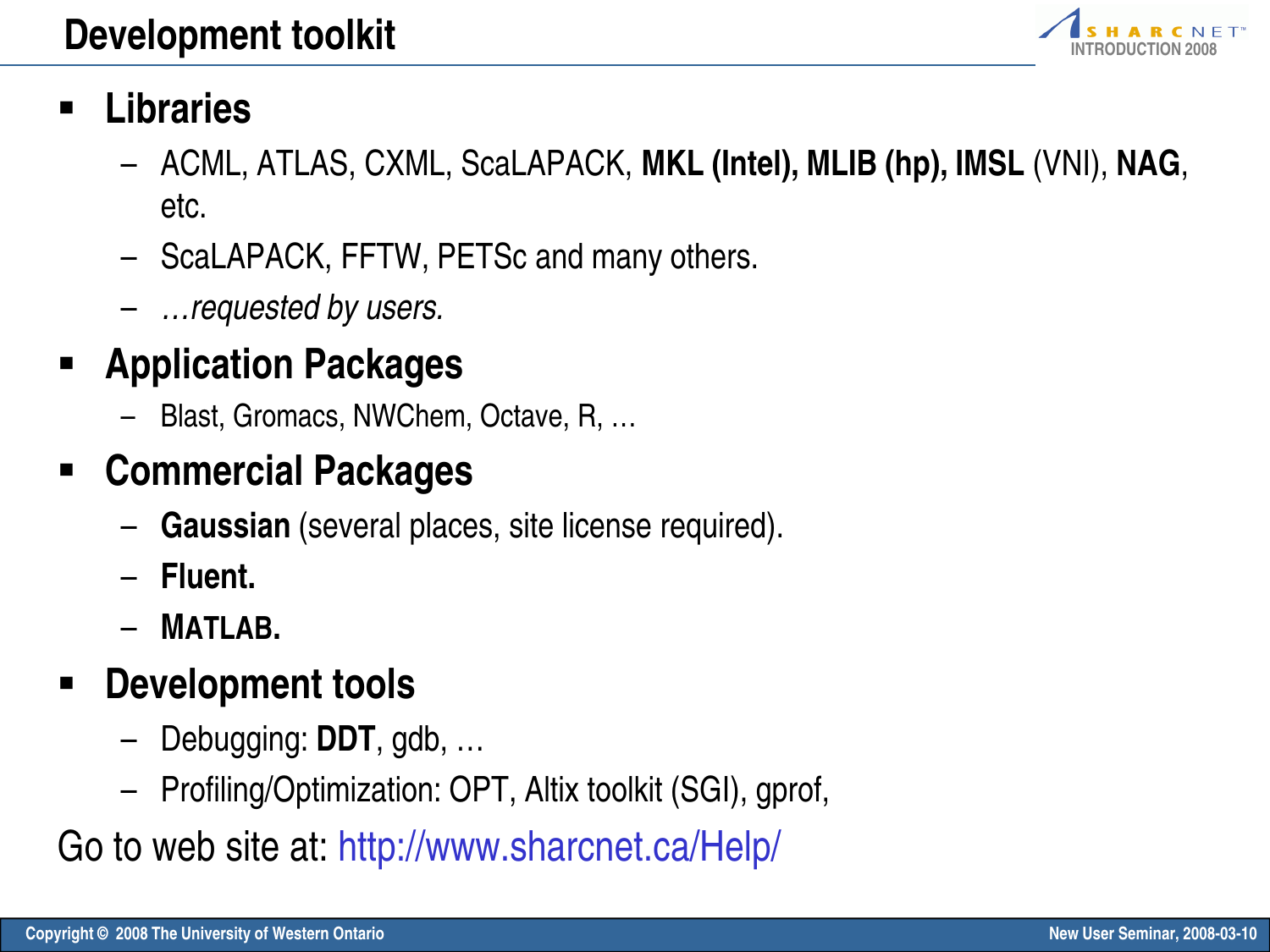# Development toolkit

- **Libraries**
  - ACML, ATLAS, CXML, ScaLAPACK, **MKL (Intel), MLIB (hp), IMSL** (VNI), **NAG**, etc.
  - ScaLAPACK, FFTW, PETSc and many others.
  - *…requested by users.*
- **Application Packages**
  - Blast, Gromacs, NWChem, Octave, R, …
- **Commercial Packages**
  - **Gaussian** (several places, site license required).
  - **Fluent.**
  - **MATLAB.**
- **Development tools**
  - Debugging: **DDT**, gdb, …
  - Profiling/Optimization: OPT, Altix toolkit (SGI), gprof,

Go to web site at: http://www.sharcnet.ca/Help/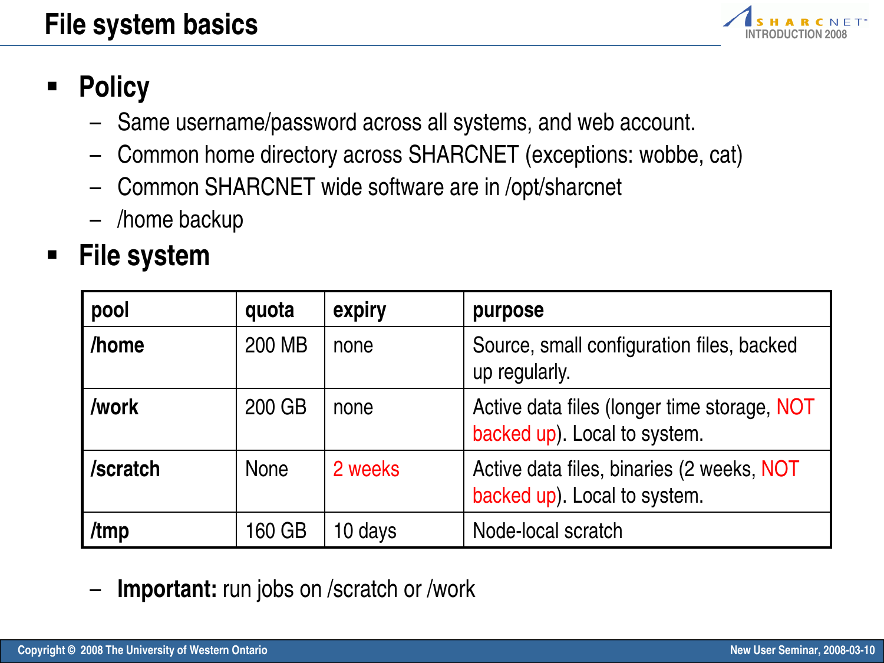# File system basics

- **Policy**
  - Same username/password across all systems, and web account.
  - Common home directory across SHARCNET (exceptions: wobbe, cat)
  - Common SHARCNET wide software are in /opt/sharcnet
  - /home backup
- **File system**

| pool | quota | expiry | purpose |
|---|---|---|---|
| **/home** | 200 MB | none | Source, small configuration files, backed up regularly. |
| **/work** | 200 GB | none | Active data files (longer time storage, NOT backed up). Local to system. |
| **/scratch** | None | 2 weeks | Active data files, binaries (2 weeks, NOT backed up). Local to system. |
| **/tmp** | 160 GB | 10 days | Node-local scratch |

  - **Important:** run jobs on /scratch or /work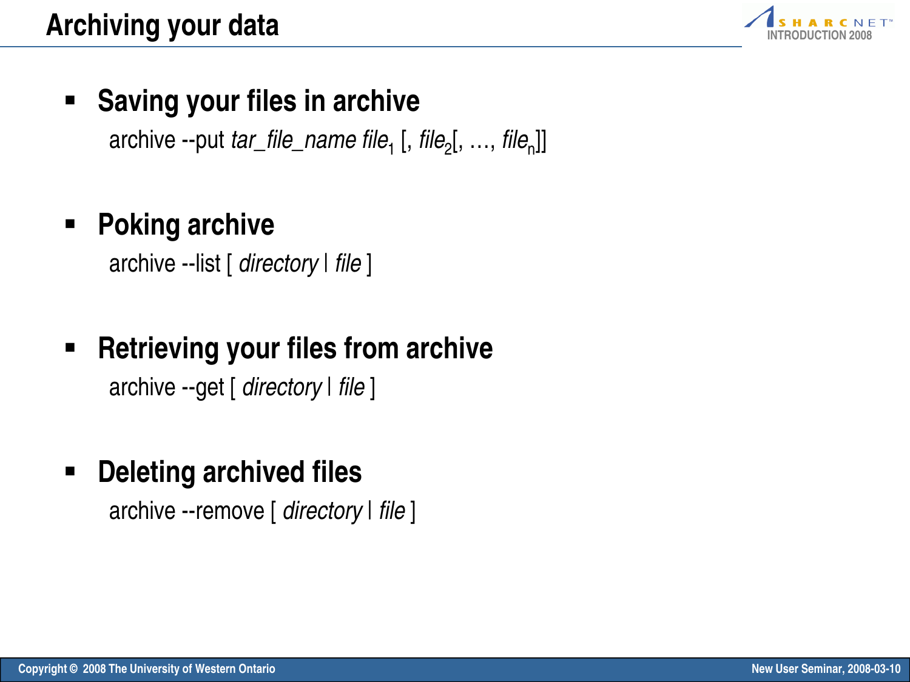# Archiving your data

- **Saving your files in archive**

  archive --put *tar_file_name file*$_1$ [, *file*$_2$[, …, *file*$_n$]]

- **Poking archive**

  archive --list [ *directory* | *file* ]

- **Retrieving your files from archive**

  archive --get [ *directory* | *file* ]

- **Deleting archived files**

  archive --remove [ *directory* | *file* ]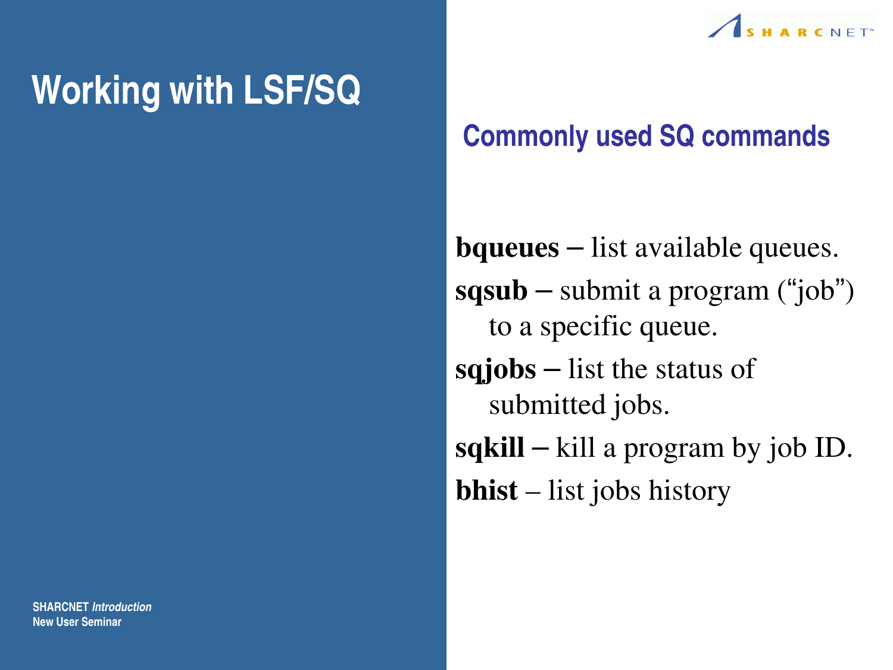# Working with LSF/SQ

## Commonly used SQ commands

**bqueues** – list available queues.

**sqsub** – submit a program ("job") to a specific queue.

**sqjobs** – list the status of submitted jobs.

**sqkill** – kill a program by job ID.

**bhist** – list jobs history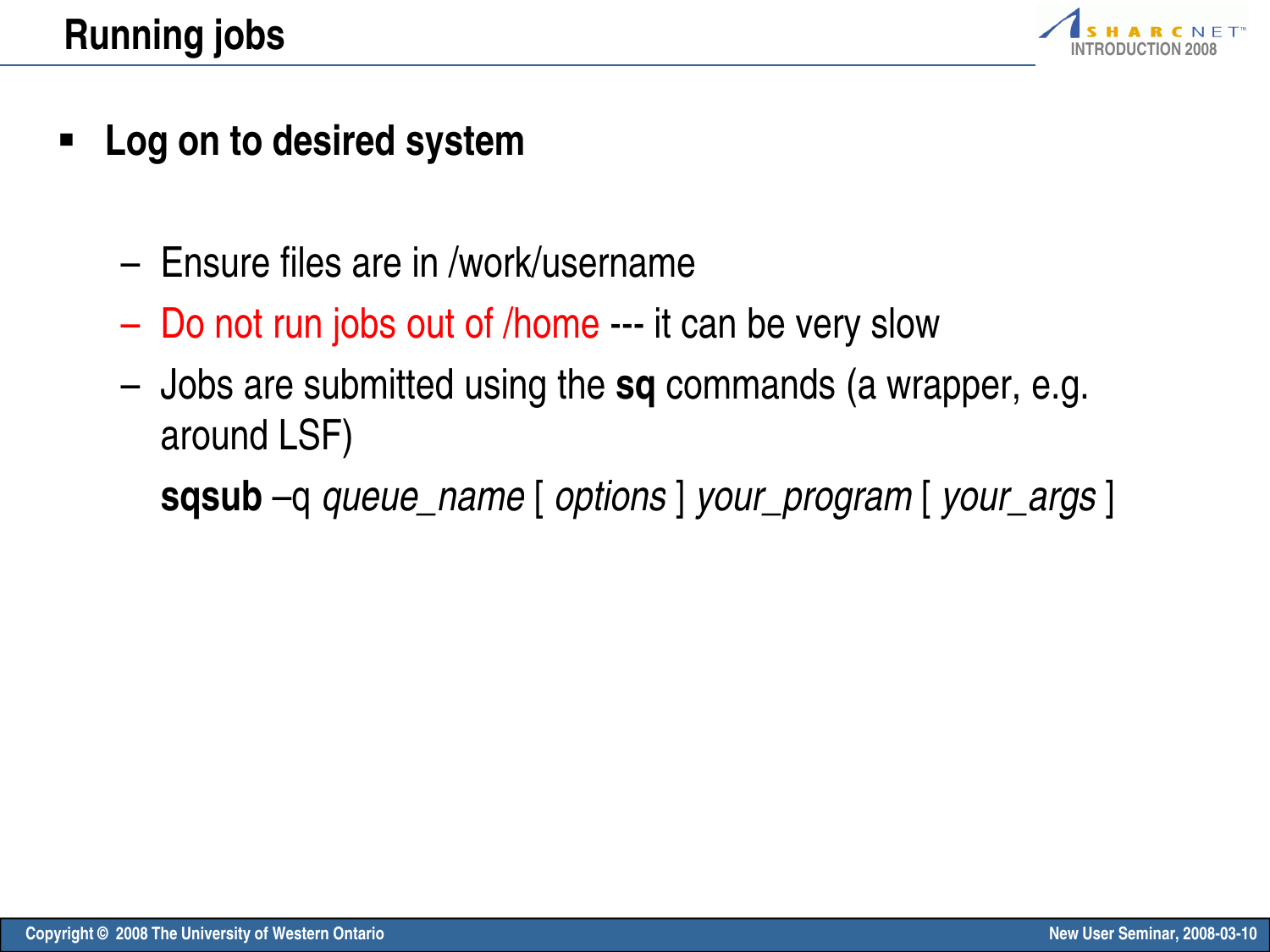# Running jobs

- **Log on to desired system**
  - Ensure files are in /work/username
  - Do not run jobs out of /home --- it can be very slow
  - Jobs are submitted using the **sq** commands (a wrapper, e.g. around LSF)

    **sqsub** –q *queue_name* [ *options* ] *your_program* [ *your_args* ]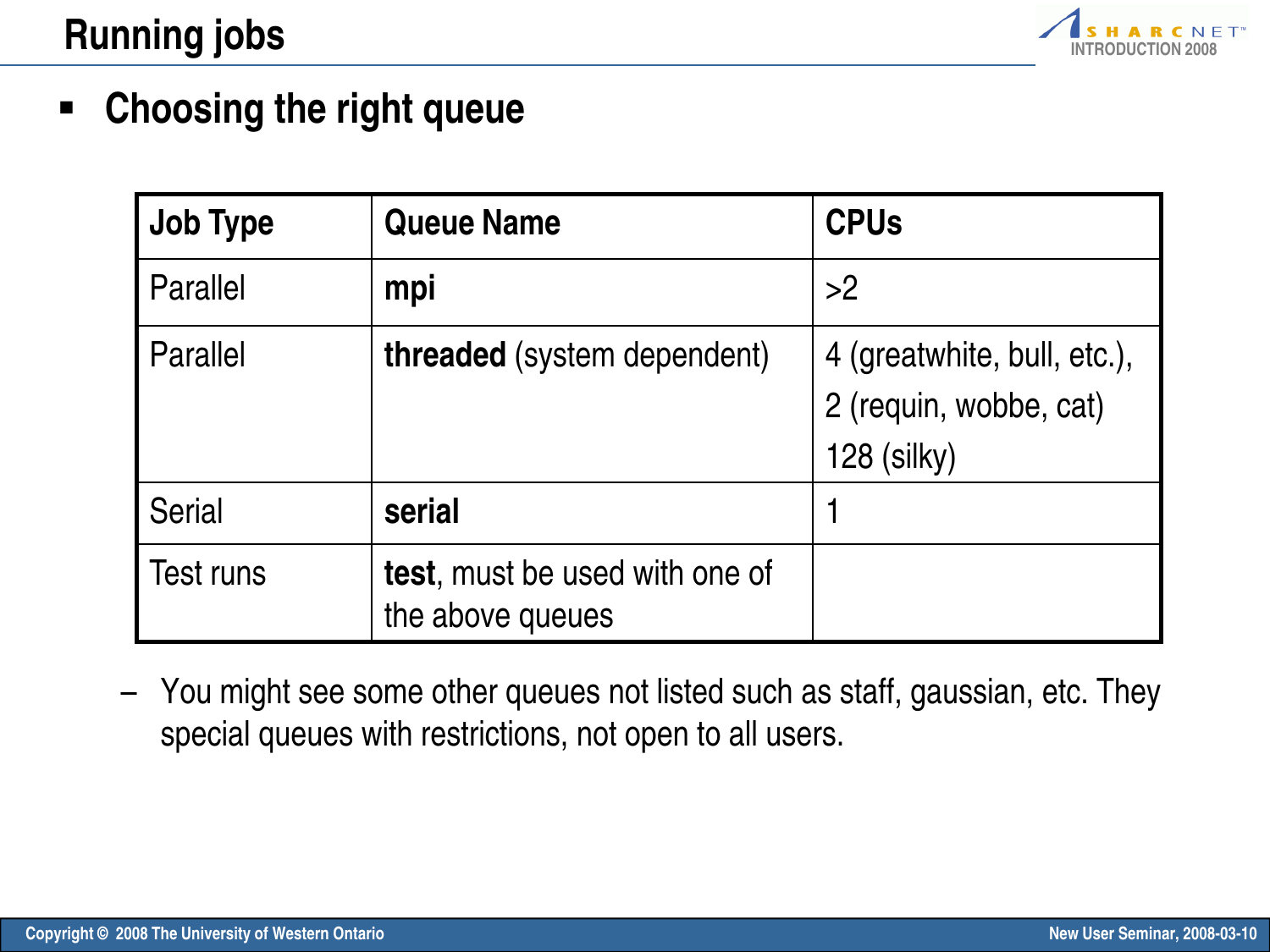# Running jobs

- **Choosing the right queue**

| Job Type | Queue Name | CPUs |
|---|---|---|
| Parallel | **mpi** | >2 |
| Parallel | **threaded** (system dependent) | 4 (greatwhite, bull, etc.), 2 (requin, wobbe, cat) 128 (silky) |
| Serial | **serial** | 1 |
| Test runs | **test**, must be used with one of the above queues | |

– You might see some other queues not listed such as staff, gaussian, etc. They special queues with restrictions, not open to all users.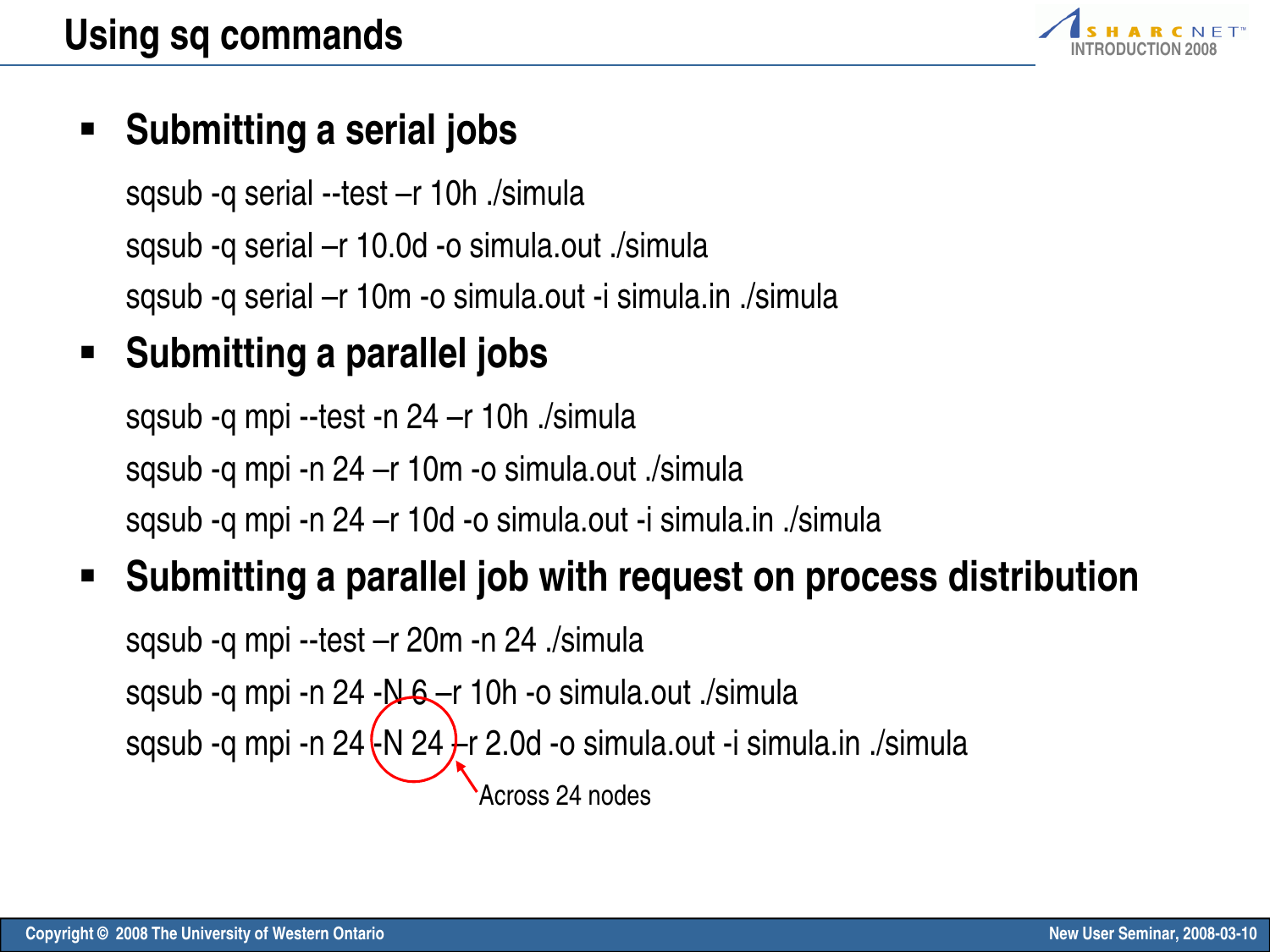# Using sq commands

- **Submitting a serial jobs**

  sqsub -q serial --test –r 10h ./simula

  sqsub -q serial –r 10.0d -o simula.out ./simula

  sqsub -q serial –r 10m -o simula.out -i simula.in ./simula

- **Submitting a parallel jobs**

  sqsub -q mpi --test -n 24 –r 10h ./simula

  sqsub -q mpi -n 24 –r 10m -o simula.out ./simula

  sqsub -q mpi -n 24 –r 10d -o simula.out -i simula.in ./simula

- **Submitting a parallel job with request on process distribution**

  sqsub -q mpi --test –r 20m -n 24 ./simula

  sqsub -q mpi -n 24 -N 6 –r 10h -o simula.out ./simula

  sqsub -q mpi -n 24 -N 24 –r 2.0d -o simula.out -i simula.in ./simula

  Across 24 nodes

Copyright © 2008 The University of Western Ontario

New User Seminar, 2008-03-10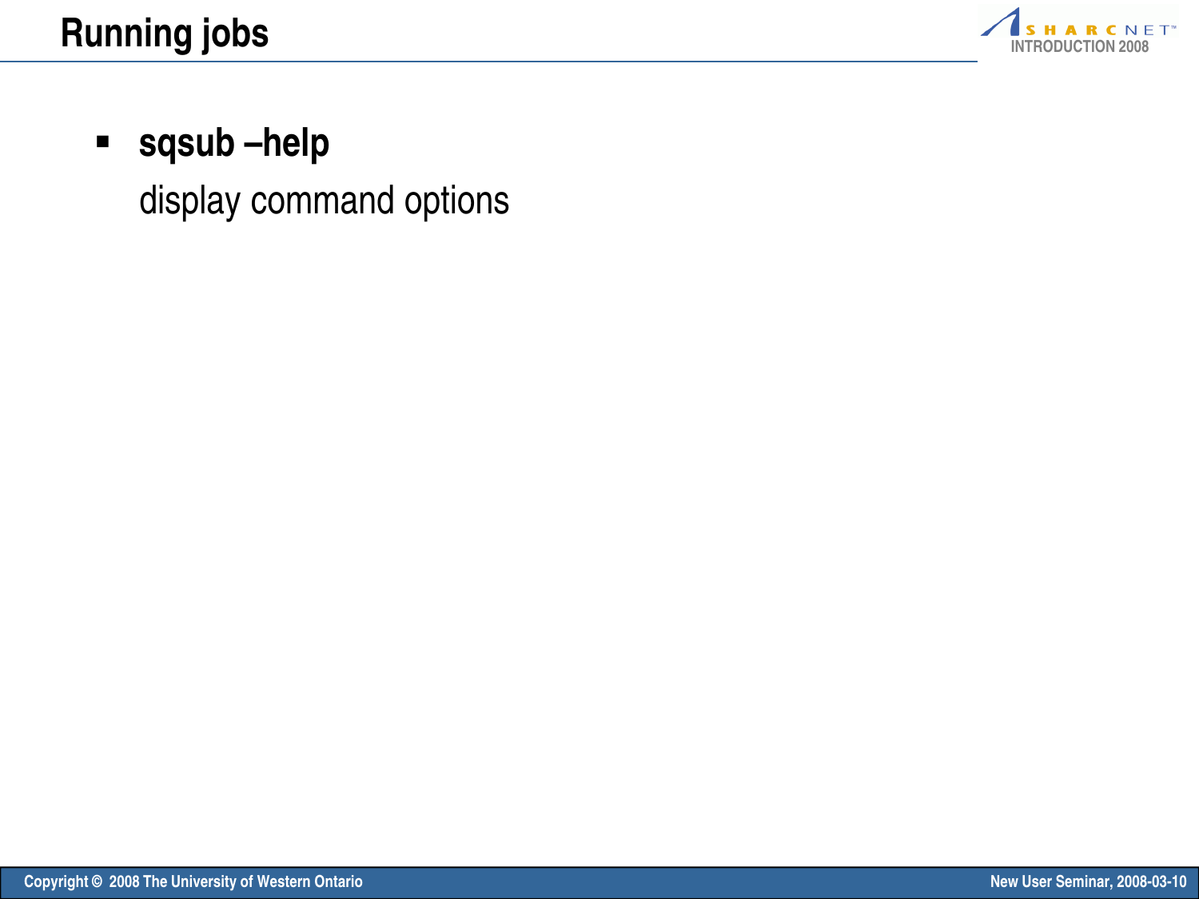# Running jobs

- **sqsub –help**

  display command options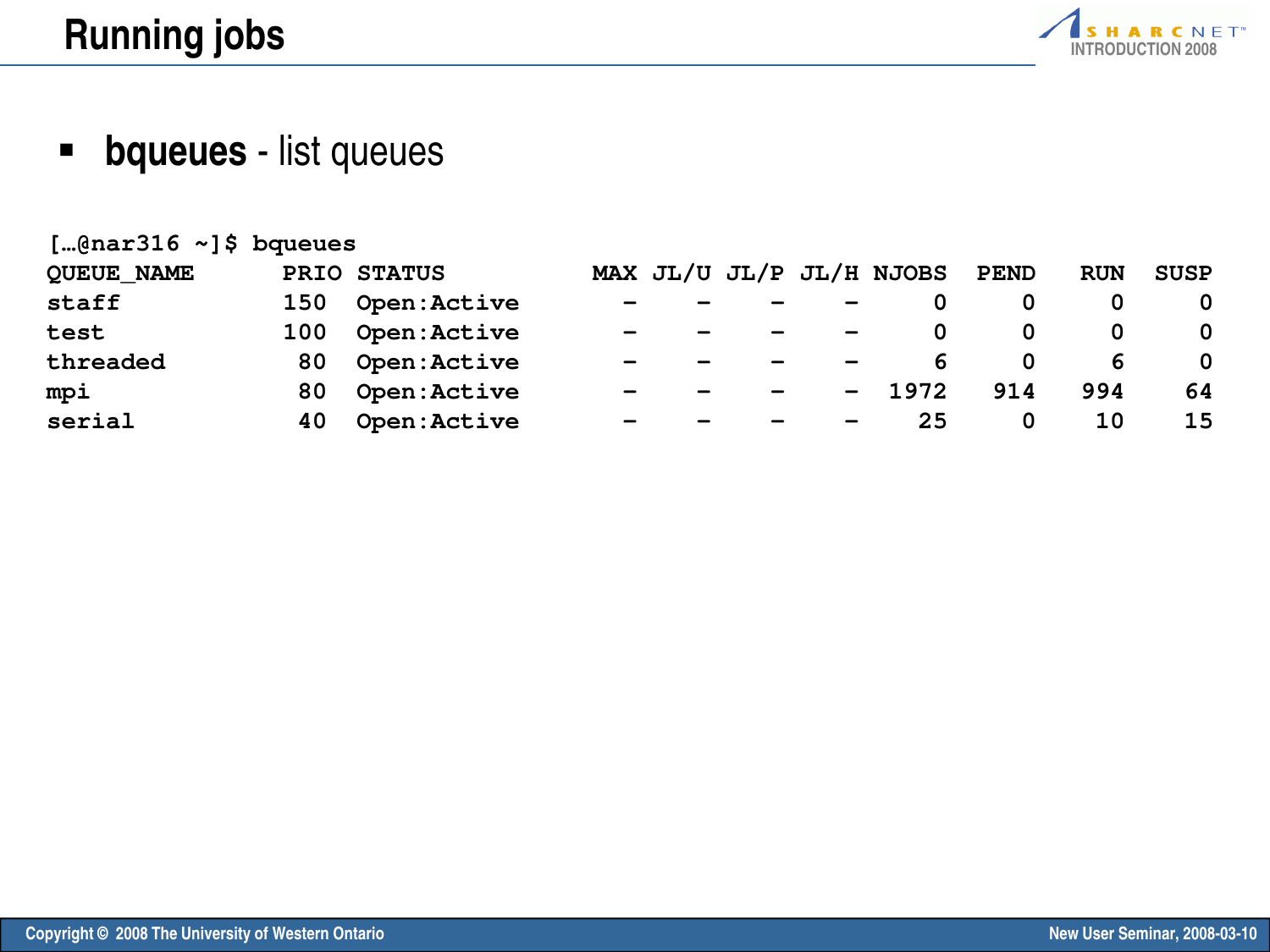# Running jobs

- **bqueues** - list queues

```
[…@nar316 ~]$ bqueues
QUEUE_NAME      PRIO STATUS          MAX JL/U JL/P JL/H NJOBS  PEND   RUN  SUSP
staff           150  Open:Active       -    -    -    -     0     0     0     0
test            100  Open:Active       -    -    -    -     0     0     0     0
threaded         80  Open:Active       -    -    -    -     6     0     6     0
mpi              80  Open:Active       -    -    -    -  1972   914   994    64
serial           40  Open:Active       -    -    -    -    25     0    10    15
```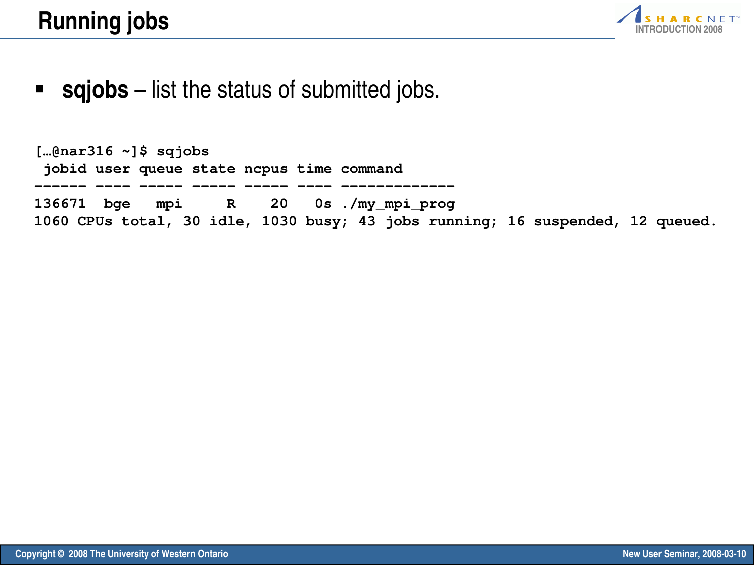# Running jobs

- **sqjobs** – list the status of submitted jobs.

```
[…@nar316 ~]$ sqjobs
 jobid user queue state ncpus time command
------ ---- ----- ----- ----- ---- -------------
136671  bge   mpi     R    20   0s ./my_mpi_prog
1060 CPUs total, 30 idle, 1030 busy; 43 jobs running; 16 suspended, 12 queued.
```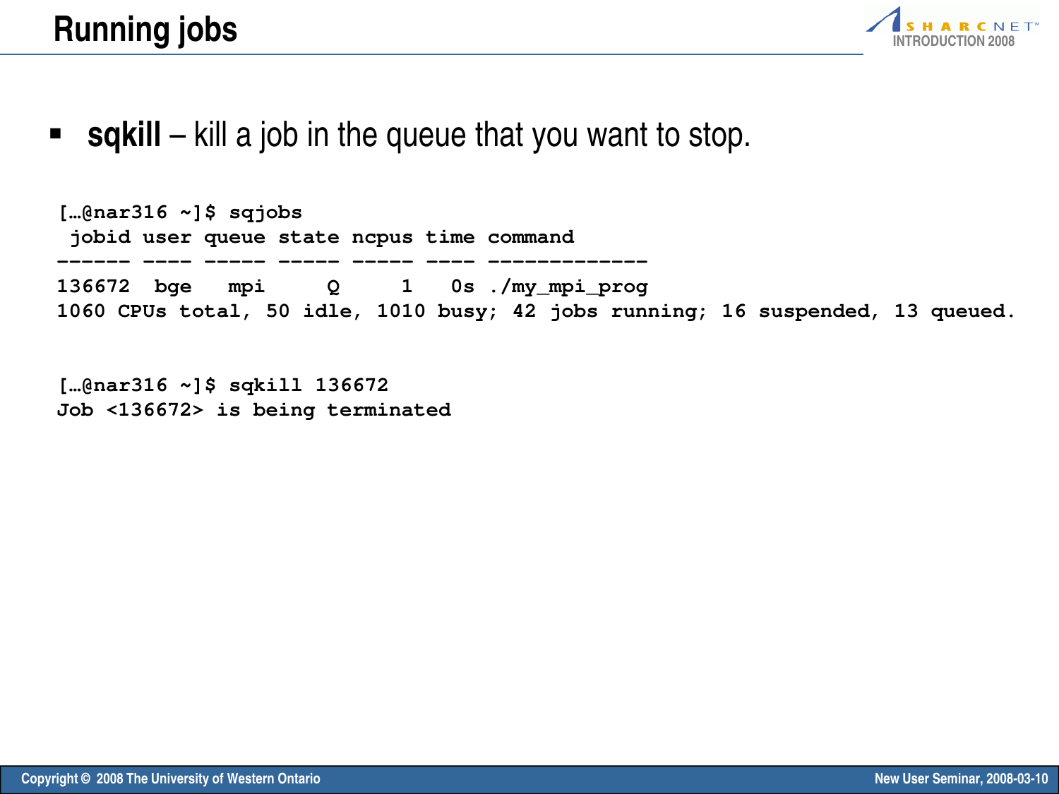# Running jobs

- **sqkill** – kill a job in the queue that you want to stop.

```
[…@nar316 ~]$ sqjobs
 jobid user queue state ncpus time command
------ ---- ----- ----- ----- ---- -------------
136672  bge   mpi     Q     1   0s ./my_mpi_prog
1060 CPUs total, 50 idle, 1010 busy; 42 jobs running; 16 suspended, 13 queued.


[…@nar316 ~]$ sqkill 136672
Job <136672> is being terminated
```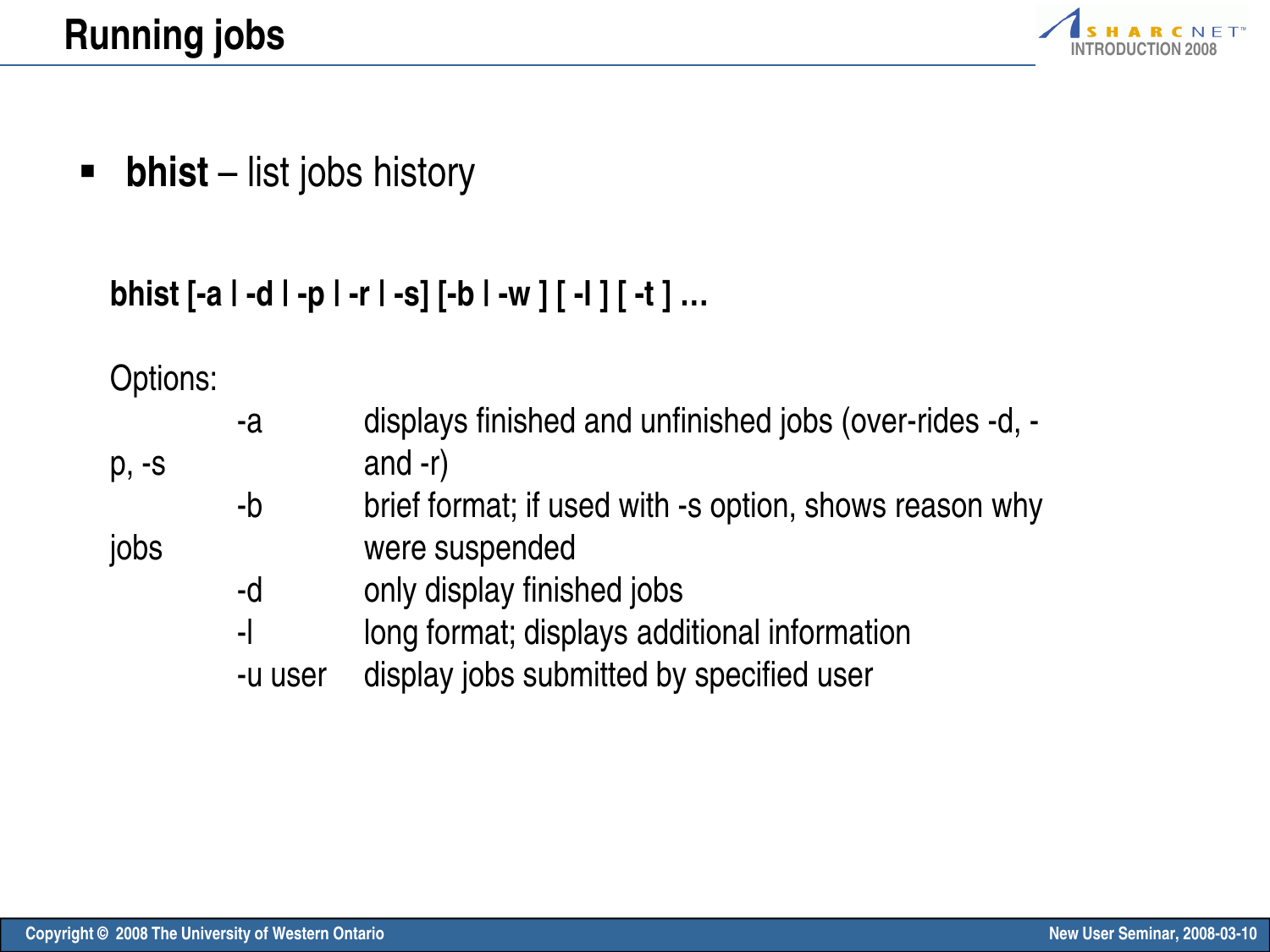## Running jobs

- **bhist** – list jobs history

**bhist [-a | -d | -p | -r | -s] [-b | -w ] [ -l ] [ -t ] …**

Options:

| | |
|---|---|
| -a | displays finished and unfinished jobs (over-rides -d, -p, -s and -r) |
| -b | brief format; if used with -s option, shows reason why jobs were suspended |
| -d | only display finished jobs |
| -l | long format; displays additional information |
| -u user | display jobs submitted by specified user |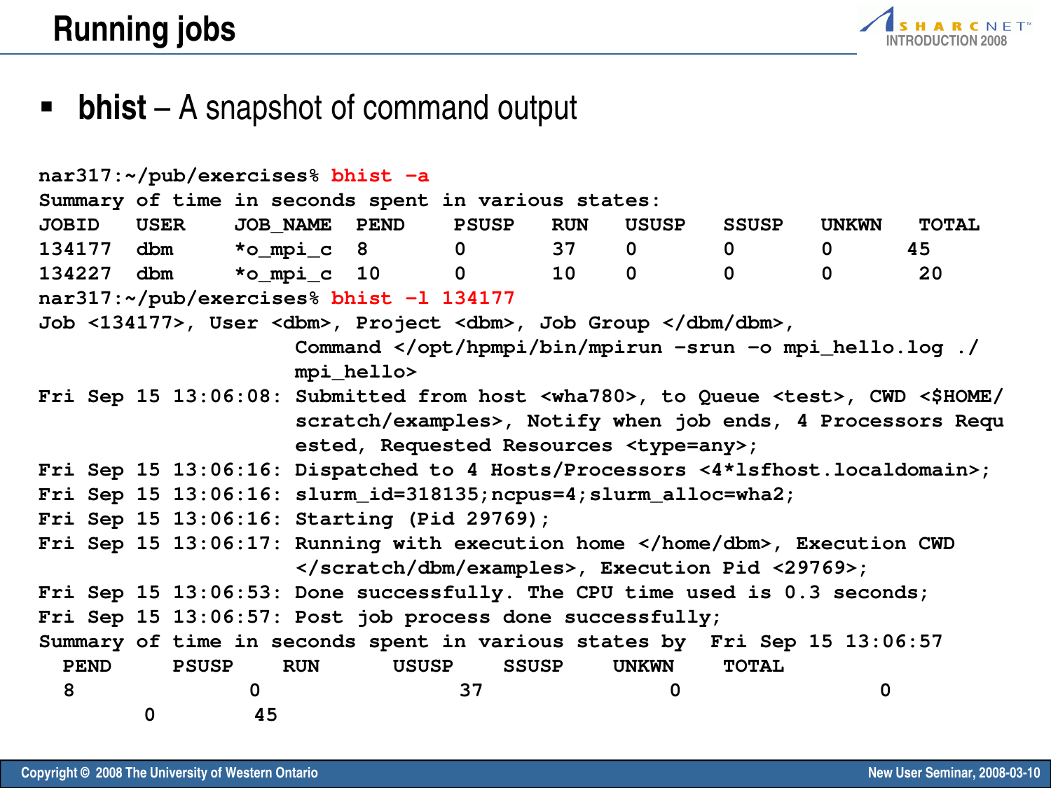# Running jobs

- **bhist** – A snapshot of command output

```
nar317:~/pub/exercises% bhist -a
Summary of time in seconds spent in various states:
JOBID   USER    JOB_NAME  PEND    PSUSP   RUN    USUSP   SSUSP   UNKWN   TOTAL
134177  dbm     *o_mpi_c  8       0       37     0       0       0      45
134227  dbm     *o_mpi_c  10      0       10     0       0       0       20
nar317:~/pub/exercises% bhist -l 134177
Job <134177>, User <dbm>, Project <dbm>, Job Group </dbm/dbm>,
                     Command </opt/hpmpi/bin/mpirun -srun -o mpi_hello.log ./
                     mpi_hello>
Fri Sep 15 13:06:08: Submitted from host <wha780>, to Queue <test>, CWD <$HOME/
                     scratch/examples>, Notify when job ends, 4 Processors Requ
                     ested, Requested Resources <type=any>;
Fri Sep 15 13:06:16: Dispatched to 4 Hosts/Processors <4*lsfhost.localdomain>;
Fri Sep 15 13:06:16: slurm_id=318135;ncpus=4;slurm_alloc=wha2;
Fri Sep 15 13:06:16: Starting (Pid 29769);
Fri Sep 15 13:06:17: Running with execution home </home/dbm>, Execution CWD
                     </scratch/dbm/examples>, Execution Pid <29769>;
Fri Sep 15 13:06:53: Done successfully. The CPU time used is 0.3 seconds;
Fri Sep 15 13:06:57: Post job process done successfully;
Summary of time in seconds spent in various states by  Fri Sep 15 13:06:57
  PEND     PSUSP    RUN      USUSP    SSUSP    UNKWN    TOTAL
  8              0                 37                0                 0
        0        45
```

Copyright © 2008 The University of Western Ontario

New User Seminar, 2008-03-10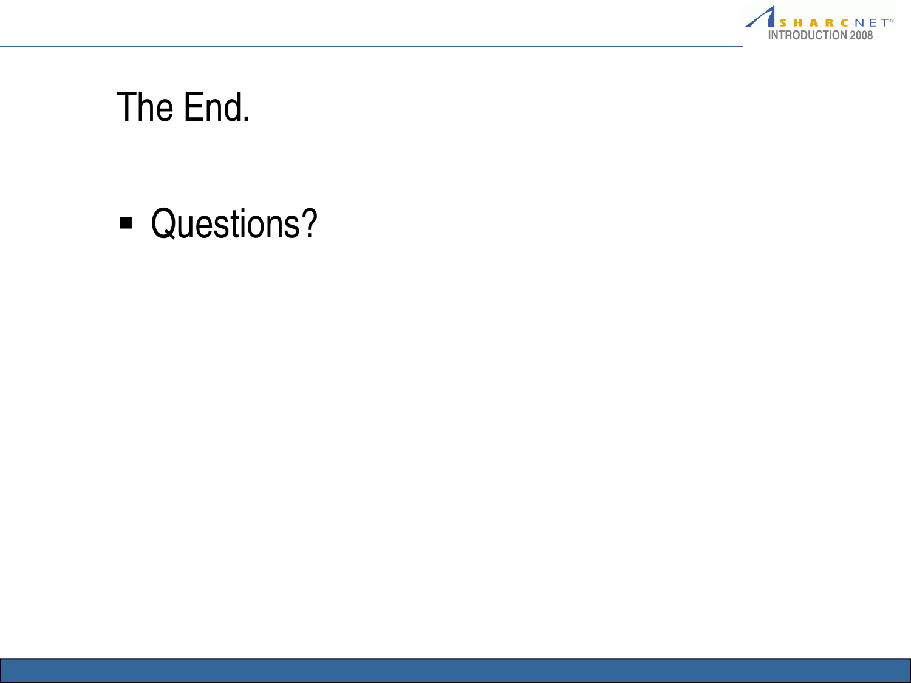# The End.

- Questions?